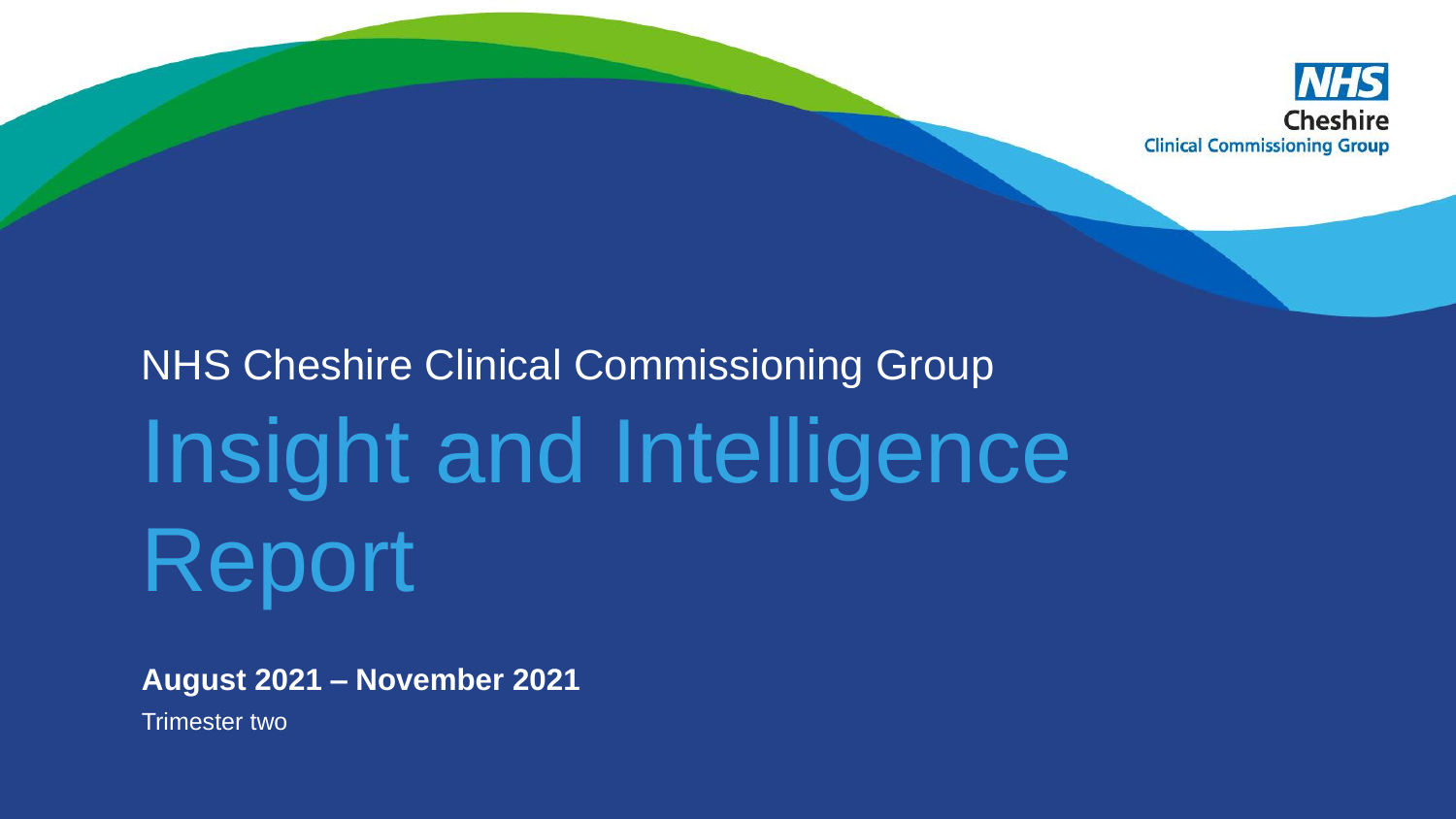NHS
Cheshire
Clinical Commissioning Group

NHS Cheshire Clinical Commissioning Group

# Insight and Intelligence Report

**August 2021 – November 2021**

Trimester two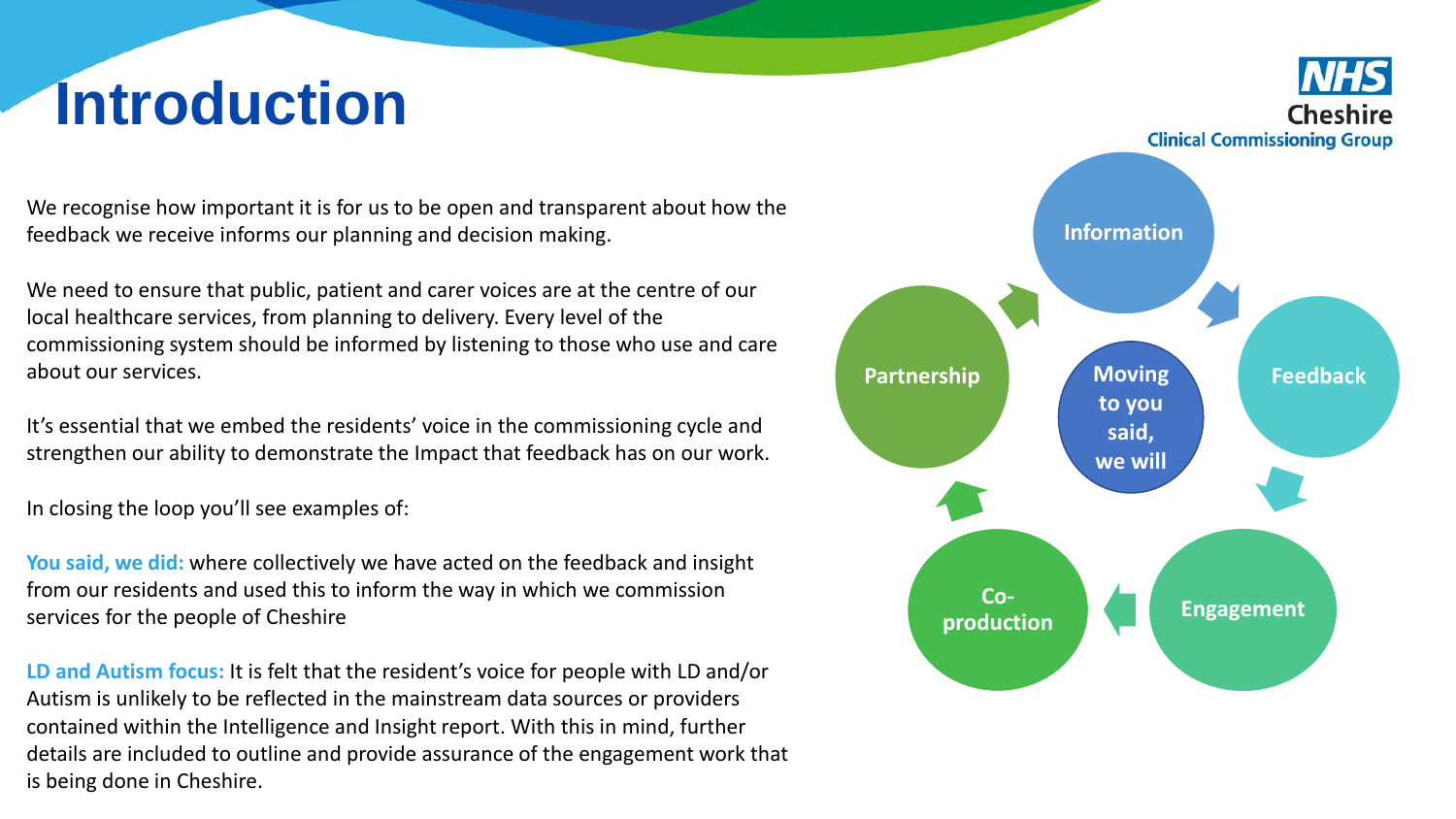# Introduction

We recognise how important it is for us to be open and transparent about how the feedback we receive informs our planning and decision making.

We need to ensure that public, patient and carer voices are at the centre of our local healthcare services, from planning to delivery. Every level of the commissioning system should be informed by listening to those who use and care about our services.

It's essential that we embed the residents' voice in the commissioning cycle and strengthen our ability to demonstrate the Impact that feedback has on our work.

In closing the loop you'll see examples of:

**You said, we did:** where collectively we have acted on the feedback and insight from our residents and used this to inform the way in which we commission services for the people of Cheshire

**LD and Autism focus:** It is felt that the resident's voice for people with LD and/or Autism is unlikely to be reflected in the mainstream data sources or providers contained within the Intelligence and Insight report. With this in mind, further details are included to outline and provide assurance of the engagement work that is being done in Cheshire.

Information → Feedback → Engagement → Co-production → Partnership → Information

Moving to you said, we will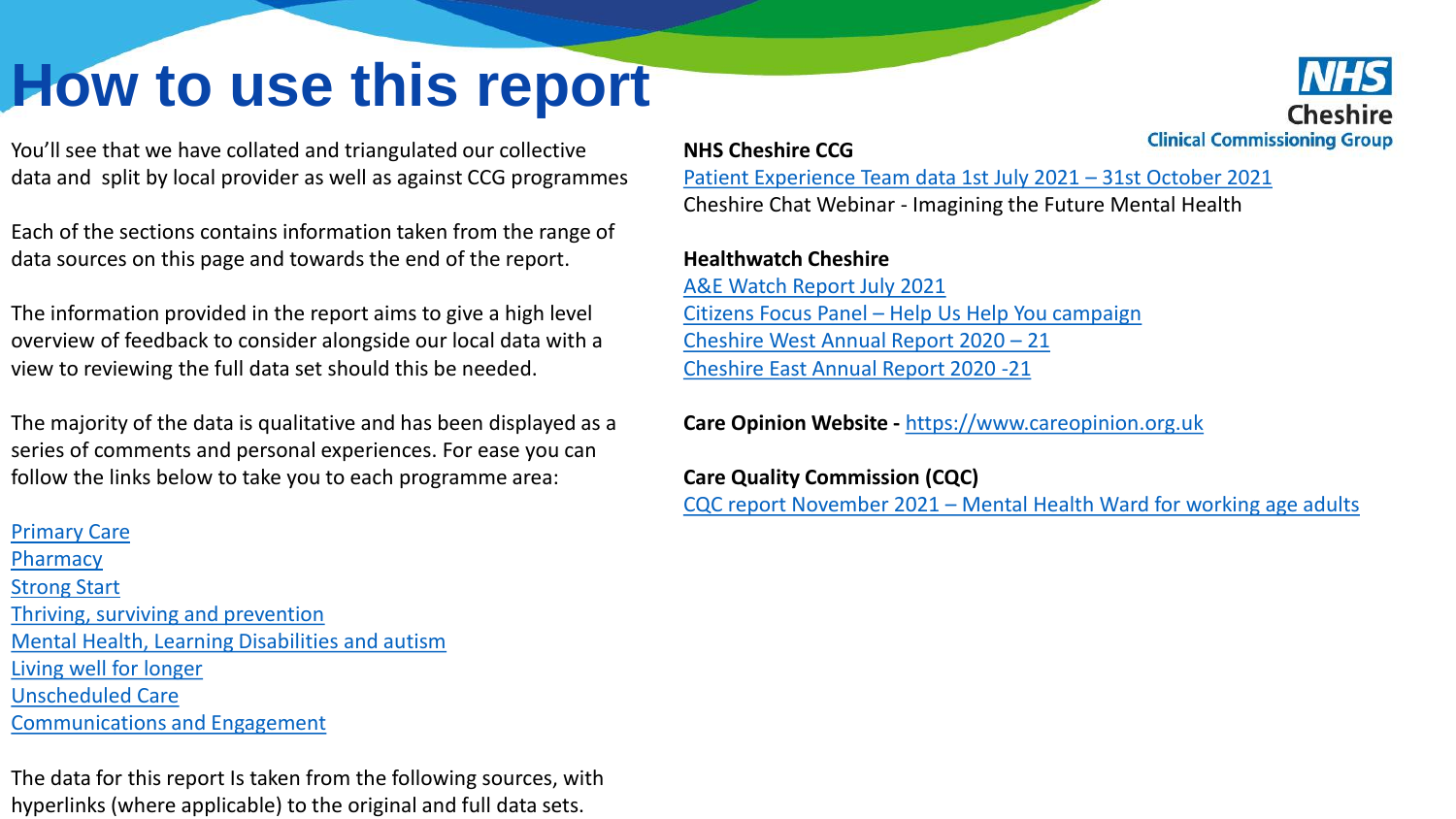# How to use this report

You'll see that we have collated and triangulated our collective data and split by local provider as well as against CCG programmes

Each of the sections contains information taken from the range of data sources on this page and towards the end of the report.

The information provided in the report aims to give a high level overview of feedback to consider alongside our local data with a view to reviewing the full data set should this be needed.

The majority of the data is qualitative and has been displayed as a series of comments and personal experiences. For ease you can follow the links below to take you to each programme area:

Primary Care
Pharmacy
Strong Start
Thriving, surviving and prevention
Mental Health, Learning Disabilities and autism
Living well for longer
Unscheduled Care
Communications and Engagement

The data for this report Is taken from the following sources, with hyperlinks (where applicable) to the original and full data sets.

**NHS Cheshire CCG**
Patient Experience Team data 1st July 2021 – 31st October 2021
Cheshire Chat Webinar - Imagining the Future Mental Health

**Healthwatch Cheshire**
A&E Watch Report July 2021
Citizens Focus Panel – Help Us Help You campaign
Cheshire West Annual Report 2020 – 21
Cheshire East Annual Report 2020 -21

**Care Opinion Website -** https://www.careopinion.org.uk

**Care Quality Commission (CQC)**
CQC report November 2021 – Mental Health Ward for working age adults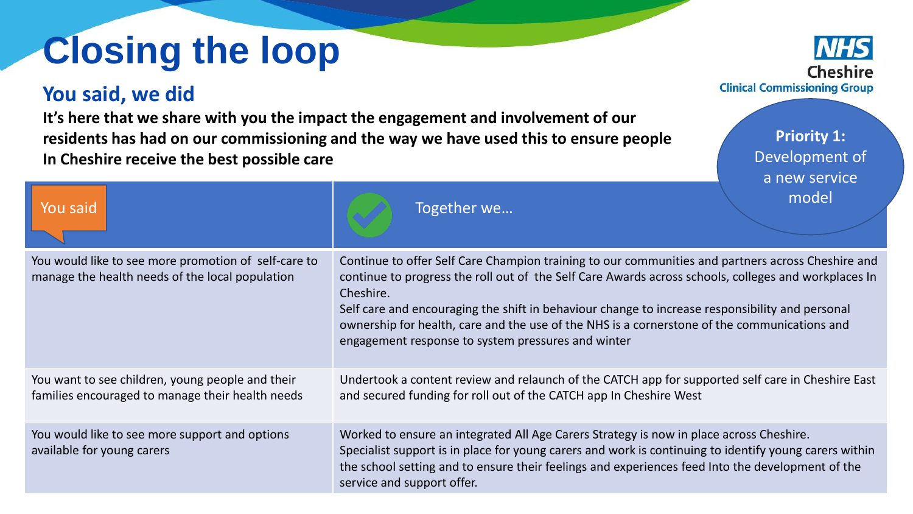# Closing the loop

NHS Cheshire Clinical Commissioning Group

## You said, we did

**It's here that we share with you the impact the engagement and involvement of our residents has had on our commissioning and the way we have used this to ensure people In Cheshire receive the best possible care**

**Priority 1:** Development of a new service model

| You said | Together we… |
|---|---|
| You would like to see more promotion of self-care to manage the health needs of the local population | Continue to offer Self Care Champion training to our communities and partners across Cheshire and continue to progress the roll out of the Self Care Awards across schools, colleges and workplaces In Cheshire.<br>Self care and encouraging the shift in behaviour change to increase responsibility and personal ownership for health, care and the use of the NHS is a cornerstone of the communications and engagement response to system pressures and winter |
| You want to see children, young people and their families encouraged to manage their health needs | Undertook a content review and relaunch of the CATCH app for supported self care in Cheshire East and secured funding for roll out of the CATCH app In Cheshire West |
| You would like to see more support and options available for young carers | Worked to ensure an integrated All Age Carers Strategy is now in place across Cheshire.<br>Specialist support is in place for young carers and work is continuing to identify young carers within the school setting and to ensure their feelings and experiences feed Into the development of the service and support offer. |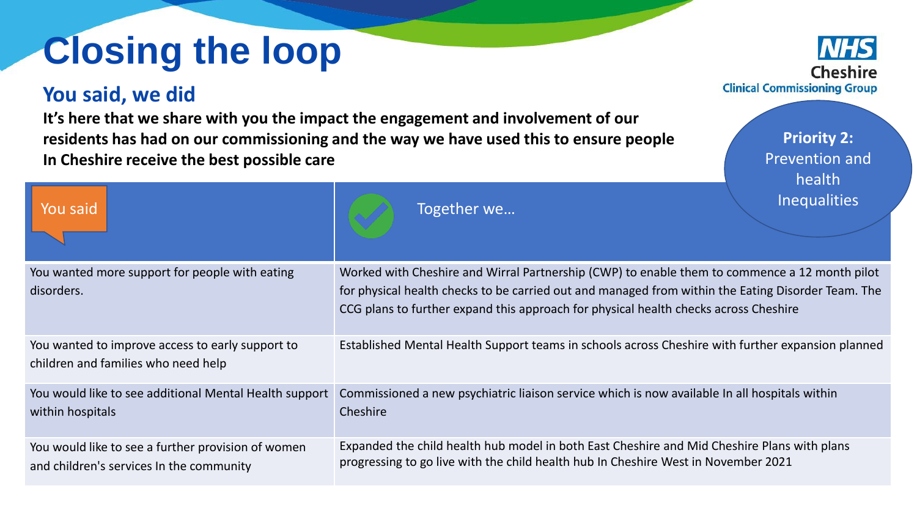# Closing the loop

## You said, we did

**It's here that we share with you the impact the engagement and involvement of our residents has had on our commissioning and the way we have used this to ensure people In Cheshire receive the best possible care**

**Priority 2:** Prevention and health Inequalities

| You said | Together we… |
|---|---|
| You wanted more support for people with eating disorders. | Worked with Cheshire and Wirral Partnership (CWP) to enable them to commence a 12 month pilot for physical health checks to be carried out and managed from within the Eating Disorder Team. The CCG plans to further expand this approach for physical health checks across Cheshire |
| You wanted to improve access to early support to children and families who need help | Established Mental Health Support teams in schools across Cheshire with further expansion planned |
| You would like to see additional Mental Health support within hospitals | Commissioned a new psychiatric liaison service which is now available In all hospitals within Cheshire |
| You would like to see a further provision of women and children's services In the community | Expanded the child health hub model in both East Cheshire and Mid Cheshire Plans with plans progressing to go live with the child health hub In Cheshire West in November 2021 |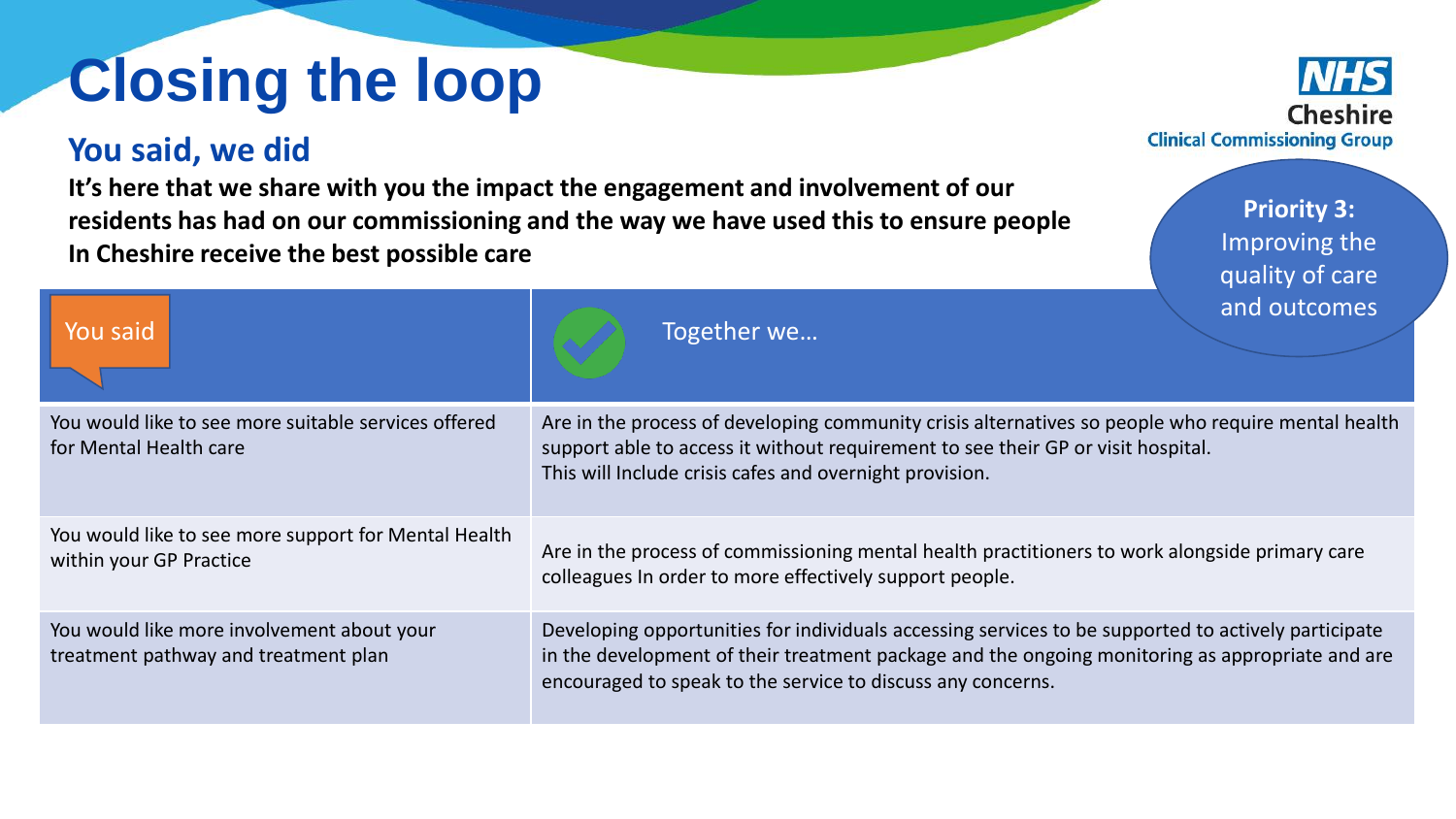# Closing the loop

NHS Cheshire Clinical Commissioning Group

## You said, we did

**It's here that we share with you the impact the engagement and involvement of our residents has had on our commissioning and the way we have used this to ensure people In Cheshire receive the best possible care**

**Priority 3:** Improving the quality of care and outcomes

| You said | Together we… |
| --- | --- |
| You would like to see more suitable services offered for Mental Health care | Are in the process of developing community crisis alternatives so people who require mental health support able to access it without requirement to see their GP or visit hospital. This will Include crisis cafes and overnight provision. |
| You would like to see more support for Mental Health within your GP Practice | Are in the process of commissioning mental health practitioners to work alongside primary care colleagues In order to more effectively support people. |
| You would like more involvement about your treatment pathway and treatment plan | Developing opportunities for individuals accessing services to be supported to actively participate in the development of their treatment package and the ongoing monitoring as appropriate and are encouraged to speak to the service to discuss any concerns. |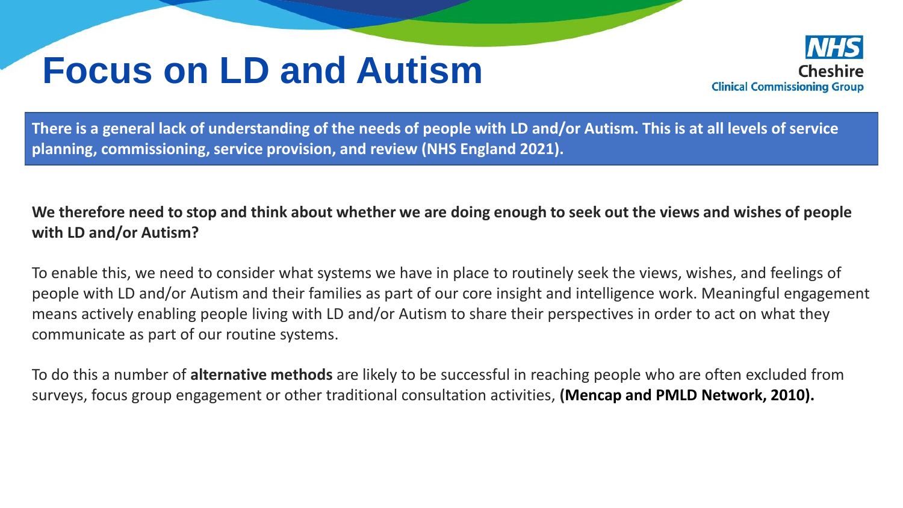# Focus on LD and Autism

**There is a general lack of understanding of the needs of people with LD and/or Autism. This is at all levels of service planning, commissioning, service provision, and review (NHS England 2021).**

**We therefore need to stop and think about whether we are doing enough to seek out the views and wishes of people with LD and/or Autism?**

To enable this, we need to consider what systems we have in place to routinely seek the views, wishes, and feelings of people with LD and/or Autism and their families as part of our core insight and intelligence work. Meaningful engagement means actively enabling people living with LD and/or Autism to share their perspectives in order to act on what they communicate as part of our routine systems.

To do this a number of **alternative methods** are likely to be successful in reaching people who are often excluded from surveys, focus group engagement or other traditional consultation activities, **(Mencap and PMLD Network, 2010).**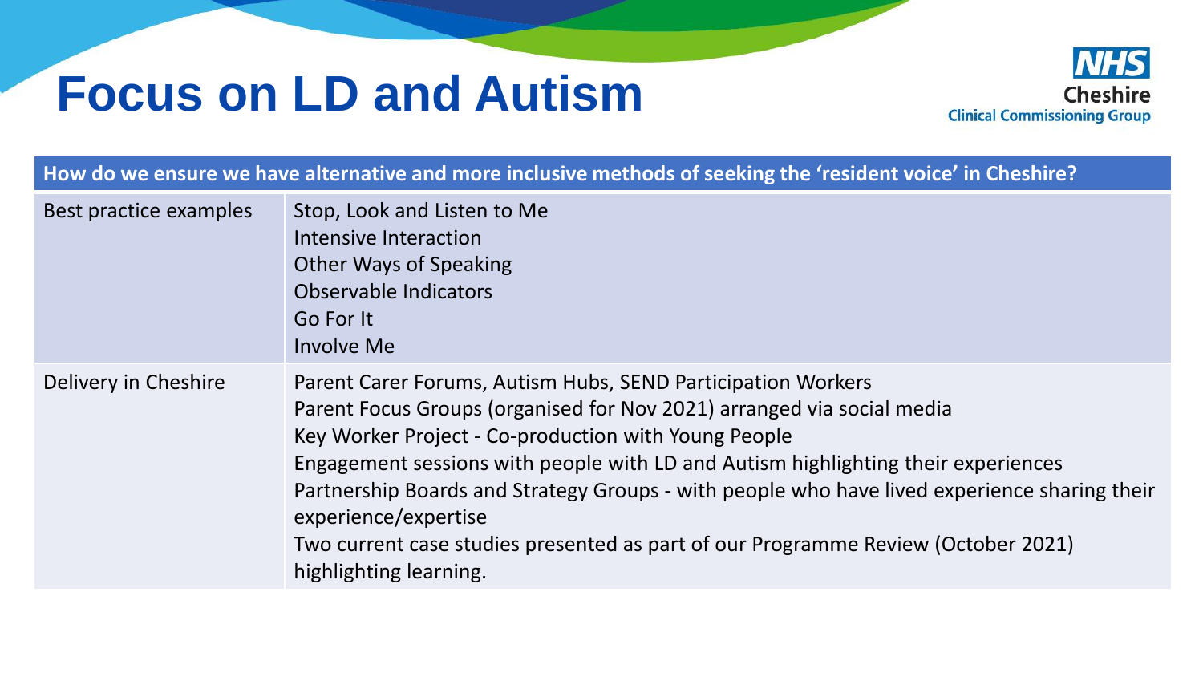# Focus on LD and Autism

| How do we ensure we have alternative and more inclusive methods of seeking the 'resident voice' in Cheshire? | |
|---|---|
| Best practice examples | Stop, Look and Listen to Me<br>Intensive Interaction<br>Other Ways of Speaking<br>Observable Indicators<br>Go For It<br>Involve Me |
| Delivery in Cheshire | Parent Carer Forums, Autism Hubs, SEND Participation Workers<br>Parent Focus Groups (organised for Nov 2021) arranged via social media<br>Key Worker Project - Co-production with Young People<br>Engagement sessions with people with LD and Autism highlighting their experiences<br>Partnership Boards and Strategy Groups - with people who have lived experience sharing their experience/expertise<br>Two current case studies presented as part of our Programme Review (October 2021) highlighting learning. |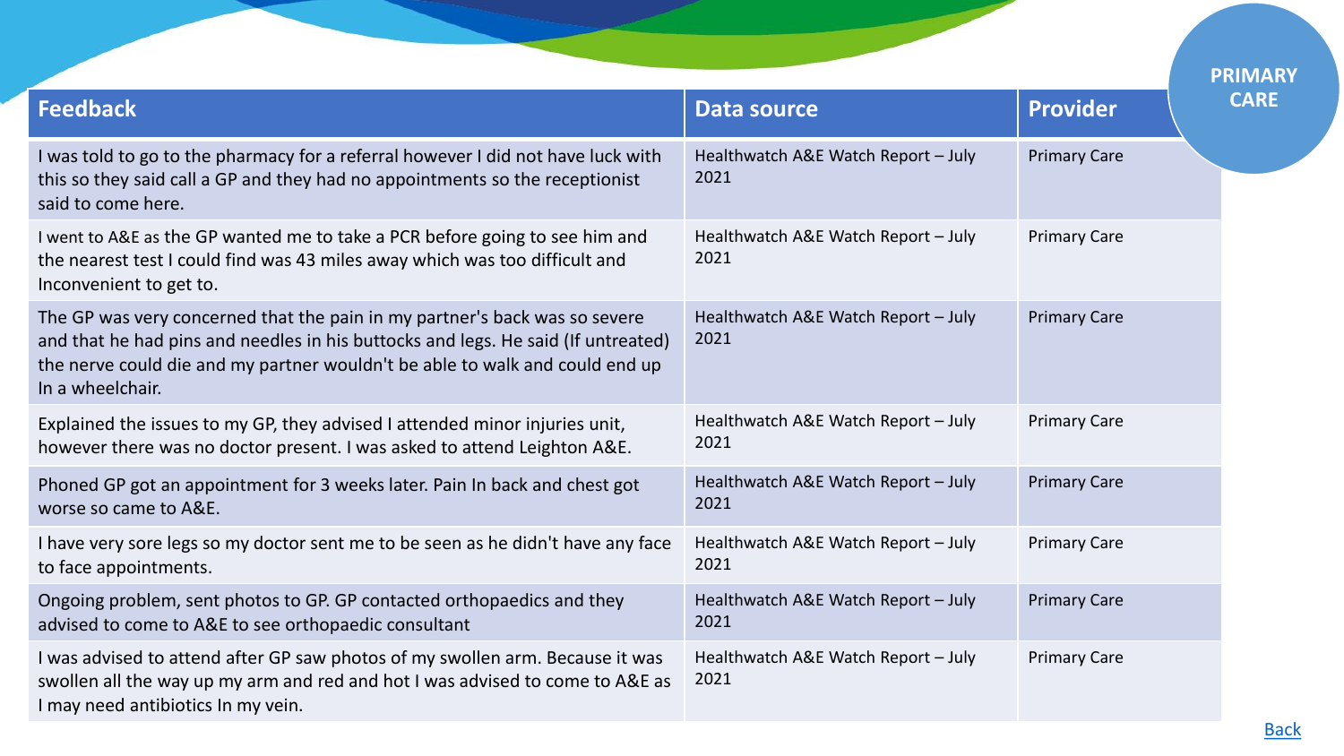# PRIMARY CARE

| Feedback | Data source | Provider |
| --- | --- | --- |
| I was told to go to the pharmacy for a referral however I did not have luck with this so they said call a GP and they had no appointments so the receptionist said to come here. | Healthwatch A&E Watch Report – July 2021 | Primary Care |
| I went to A&E as the GP wanted me to take a PCR before going to see him and the nearest test I could find was 43 miles away which was too difficult and Inconvenient to get to. | Healthwatch A&E Watch Report – July 2021 | Primary Care |
| The GP was very concerned that the pain in my partner's back was so severe and that he had pins and needles in his buttocks and legs. He said (If untreated) the nerve could die and my partner wouldn't be able to walk and could end up In a wheelchair. | Healthwatch A&E Watch Report – July 2021 | Primary Care |
| Explained the issues to my GP, they advised I attended minor injuries unit, however there was no doctor present. I was asked to attend Leighton A&E. | Healthwatch A&E Watch Report – July 2021 | Primary Care |
| Phoned GP got an appointment for 3 weeks later. Pain In back and chest got worse so came to A&E. | Healthwatch A&E Watch Report – July 2021 | Primary Care |
| I have very sore legs so my doctor sent me to be seen as he didn't have any face to face appointments. | Healthwatch A&E Watch Report – July 2021 | Primary Care |
| Ongoing problem, sent photos to GP. GP contacted orthopaedics and they advised to come to A&E to see orthopaedic consultant | Healthwatch A&E Watch Report – July 2021 | Primary Care |
| I was advised to attend after GP saw photos of my swollen arm. Because it was swollen all the way up my arm and red and hot I was advised to come to A&E as I may need antibiotics In my vein. | Healthwatch A&E Watch Report – July 2021 | Primary Care |

Back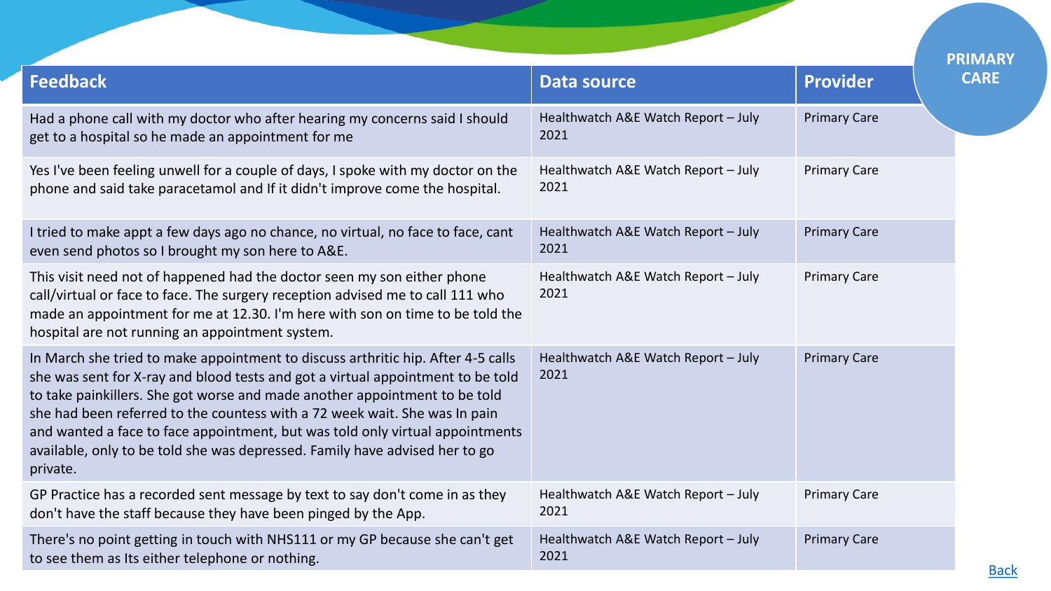## PRIMARY CARE

| Feedback | Data source | Provider |
|---|---|---|
| Had a phone call with my doctor who after hearing my concerns said I should get to a hospital so he made an appointment for me | Healthwatch A&E Watch Report – July 2021 | Primary Care |
| Yes I've been feeling unwell for a couple of days, I spoke with my doctor on the phone and said take paracetamol and If it didn't improve come the hospital. | Healthwatch A&E Watch Report – July 2021 | Primary Care |
| I tried to make appt a few days ago no chance, no virtual, no face to face, cant even send photos so I brought my son here to A&E. | Healthwatch A&E Watch Report – July 2021 | Primary Care |
| This visit need not of happened had the doctor seen my son either phone call/virtual or face to face. The surgery reception advised me to call 111 who made an appointment for me at 12.30. I'm here with son on time to be told the hospital are not running an appointment system. | Healthwatch A&E Watch Report – July 2021 | Primary Care |
| In March she tried to make appointment to discuss arthritic hip. After 4-5 calls she was sent for X-ray and blood tests and got a virtual appointment to be told to take painkillers. She got worse and made another appointment to be told she had been referred to the countess with a 72 week wait. She was In pain and wanted a face to face appointment, but was told only virtual appointments available, only to be told she was depressed. Family have advised her to go private. | Healthwatch A&E Watch Report – July 2021 | Primary Care |
| GP Practice has a recorded sent message by text to say don't come in as they don't have the staff because they have been pinged by the App. | Healthwatch A&E Watch Report – July 2021 | Primary Care |
| There's no point getting in touch with NHS111 or my GP because she can't get to see them as Its either telephone or nothing. | Healthwatch A&E Watch Report – July 2021 | Primary Care |

Back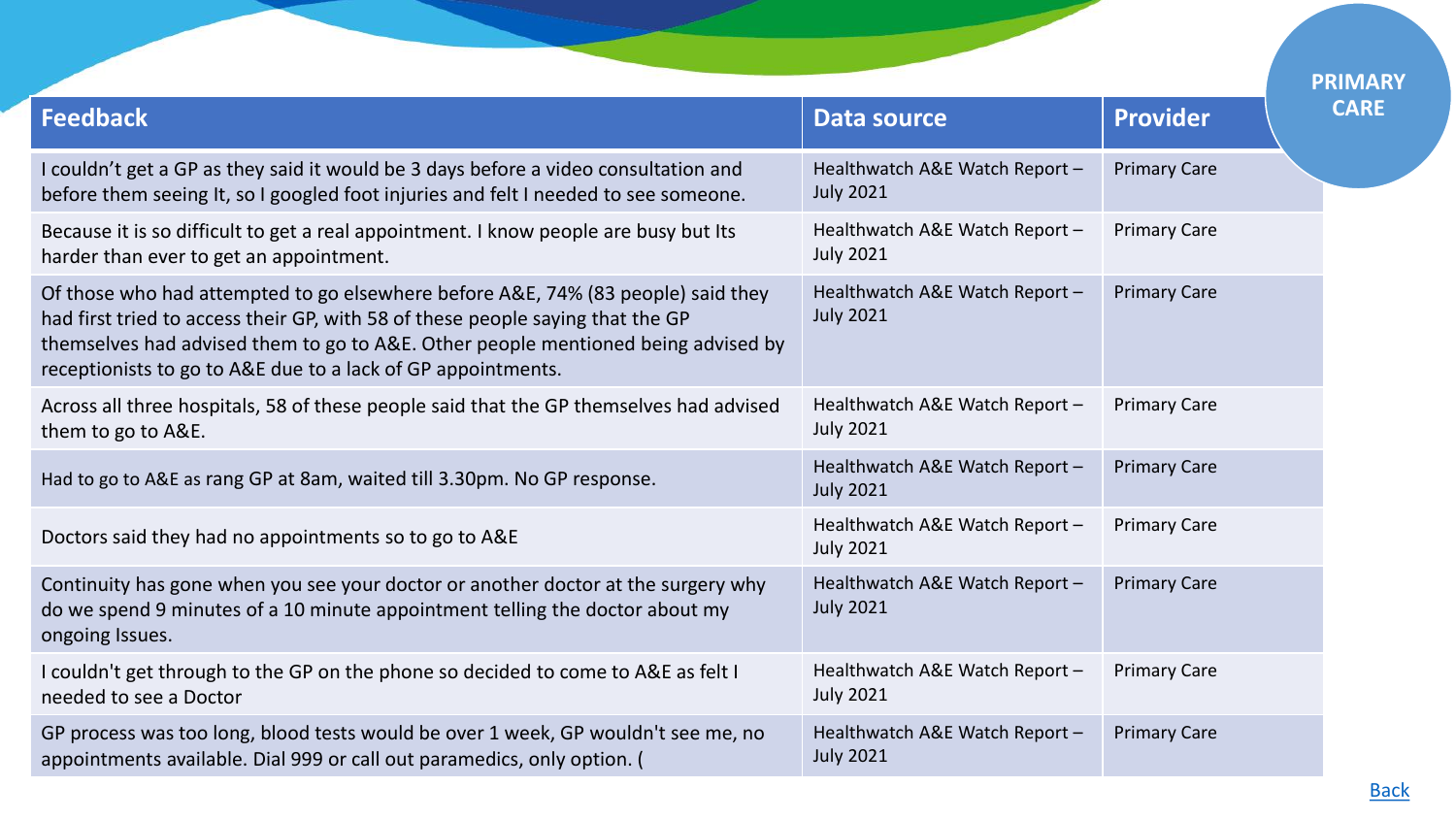PRIMARY CARE

| Feedback | Data source | Provider |
| --- | --- | --- |
| I couldn't get a GP as they said it would be 3 days before a video consultation and before them seeing It, so I googled foot injuries and felt I needed to see someone. | Healthwatch A&E Watch Report – July 2021 | Primary Care |
| Because it is so difficult to get a real appointment. I know people are busy but Its harder than ever to get an appointment. | Healthwatch A&E Watch Report – July 2021 | Primary Care |
| Of those who had attempted to go elsewhere before A&E, 74% (83 people) said they had first tried to access their GP, with 58 of these people saying that the GP themselves had advised them to go to A&E. Other people mentioned being advised by receptionists to go to A&E due to a lack of GP appointments. | Healthwatch A&E Watch Report – July 2021 | Primary Care |
| Across all three hospitals, 58 of these people said that the GP themselves had advised them to go to A&E. | Healthwatch A&E Watch Report – July 2021 | Primary Care |
| Had to go to A&E as rang GP at 8am, waited till 3.30pm. No GP response. | Healthwatch A&E Watch Report – July 2021 | Primary Care |
| Doctors said they had no appointments so to go to A&E | Healthwatch A&E Watch Report – July 2021 | Primary Care |
| Continuity has gone when you see your doctor or another doctor at the surgery why do we spend 9 minutes of a 10 minute appointment telling the doctor about my ongoing Issues. | Healthwatch A&E Watch Report – July 2021 | Primary Care |
| I couldn't get through to the GP on the phone so decided to come to A&E as felt I needed to see a Doctor | Healthwatch A&E Watch Report – July 2021 | Primary Care |
| GP process was too long, blood tests would be over 1 week, GP wouldn't see me, no appointments available. Dial 999 or call out paramedics, only option. ( | Healthwatch A&E Watch Report – July 2021 | Primary Care |

Back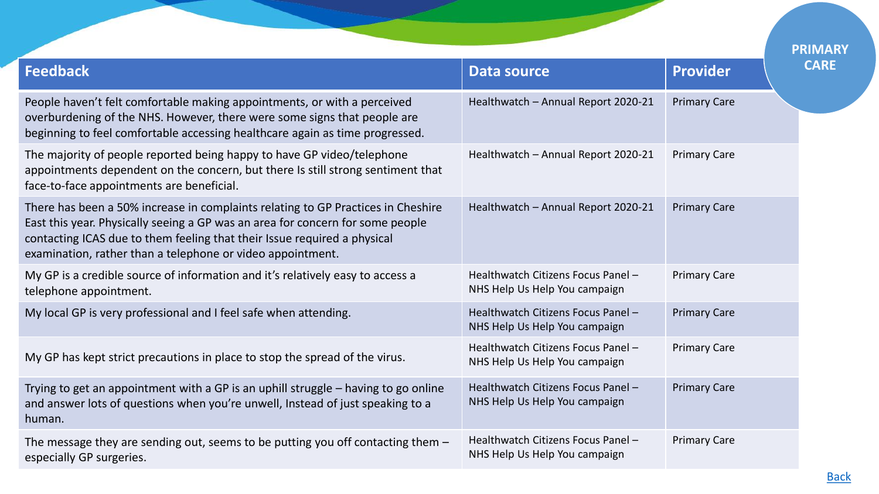## PRIMARY CARE

| Feedback | Data source | Provider |
| --- | --- | --- |
| People haven't felt comfortable making appointments, or with a perceived overburdening of the NHS. However, there were some signs that people are beginning to feel comfortable accessing healthcare again as time progressed. | Healthwatch – Annual Report 2020-21 | Primary Care |
| The majority of people reported being happy to have GP video/telephone appointments dependent on the concern, but there Is still strong sentiment that face-to-face appointments are beneficial. | Healthwatch – Annual Report 2020-21 | Primary Care |
| There has been a 50% increase in complaints relating to GP Practices in Cheshire East this year. Physically seeing a GP was an area for concern for some people contacting ICAS due to them feeling that their Issue required a physical examination, rather than a telephone or video appointment. | Healthwatch – Annual Report 2020-21 | Primary Care |
| My GP is a credible source of information and it's relatively easy to access a telephone appointment. | Healthwatch Citizens Focus Panel – NHS Help Us Help You campaign | Primary Care |
| My local GP is very professional and I feel safe when attending. | Healthwatch Citizens Focus Panel – NHS Help Us Help You campaign | Primary Care |
| My GP has kept strict precautions in place to stop the spread of the virus. | Healthwatch Citizens Focus Panel – NHS Help Us Help You campaign | Primary Care |
| Trying to get an appointment with a GP is an uphill struggle – having to go online and answer lots of questions when you're unwell, Instead of just speaking to a human. | Healthwatch Citizens Focus Panel – NHS Help Us Help You campaign | Primary Care |
| The message they are sending out, seems to be putting you off contacting them – especially GP surgeries. | Healthwatch Citizens Focus Panel – NHS Help Us Help You campaign | Primary Care |

Back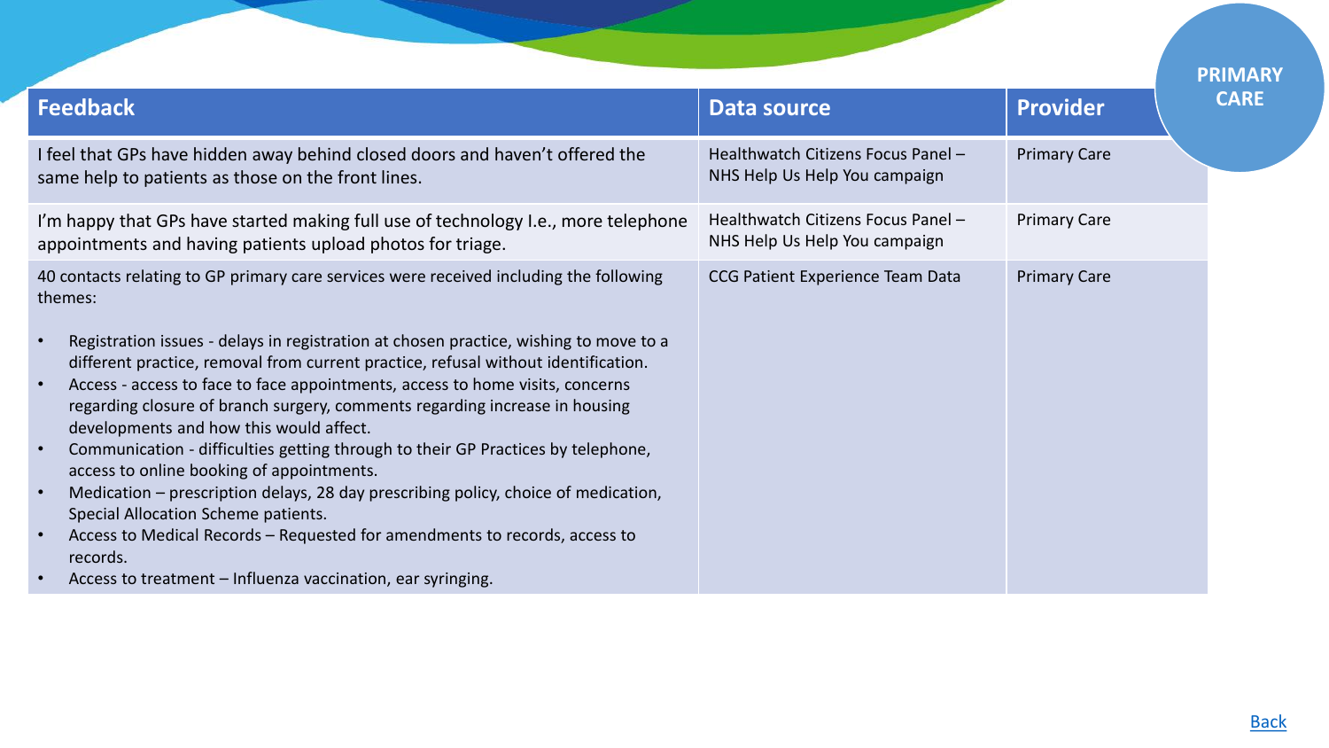PRIMARY CARE

| Feedback | Data source | Provider |
| --- | --- | --- |
| I feel that GPs have hidden away behind closed doors and haven't offered the same help to patients as those on the front lines. | Healthwatch Citizens Focus Panel – NHS Help Us Help You campaign | Primary Care |
| I'm happy that GPs have started making full use of technology I.e., more telephone appointments and having patients upload photos for triage. | Healthwatch Citizens Focus Panel – NHS Help Us Help You campaign | Primary Care |
| 40 contacts relating to GP primary care services were received including the following themes:<br><br>• Registration issues - delays in registration at chosen practice, wishing to move to a different practice, removal from current practice, refusal without identification.<br>• Access - access to face to face appointments, access to home visits, concerns regarding closure of branch surgery, comments regarding increase in housing developments and how this would affect.<br>• Communication - difficulties getting through to their GP Practices by telephone, access to online booking of appointments.<br>• Medication – prescription delays, 28 day prescribing policy, choice of medication, Special Allocation Scheme patients.<br>• Access to Medical Records – Requested for amendments to records, access to records.<br>• Access to treatment – Influenza vaccination, ear syringing. | CCG Patient Experience Team Data | Primary Care |

Back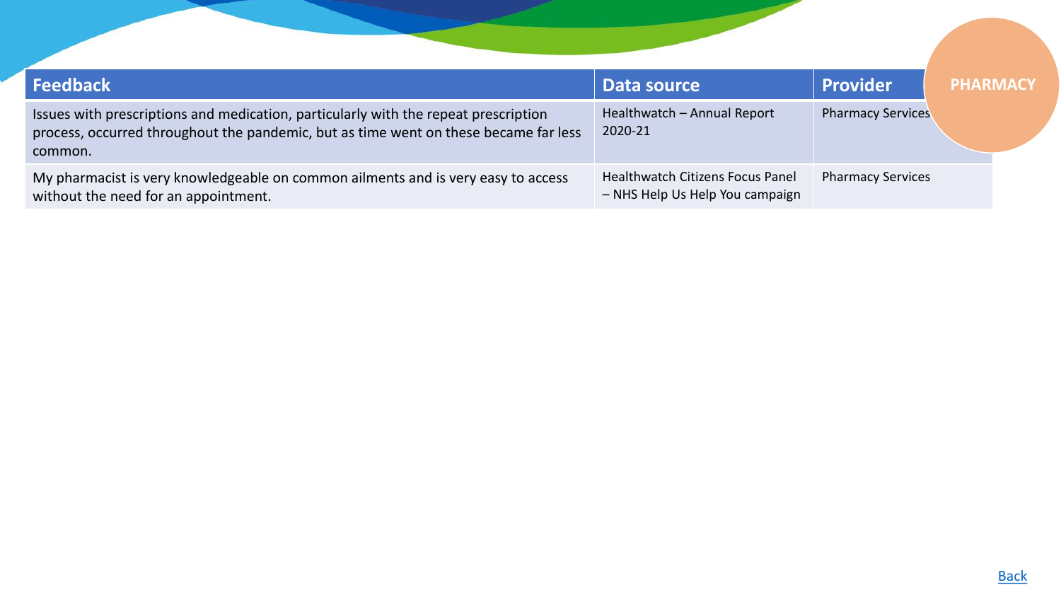PHARMACY

| Feedback | Data source | Provider |
|---|---|---|
| Issues with prescriptions and medication, particularly with the repeat prescription process, occurred throughout the pandemic, but as time went on these became far less common. | Healthwatch – Annual Report 2020-21 | Pharmacy Services |
| My pharmacist is very knowledgeable on common ailments and is very easy to access without the need for an appointment. | Healthwatch Citizens Focus Panel – NHS Help Us Help You campaign | Pharmacy Services |

Back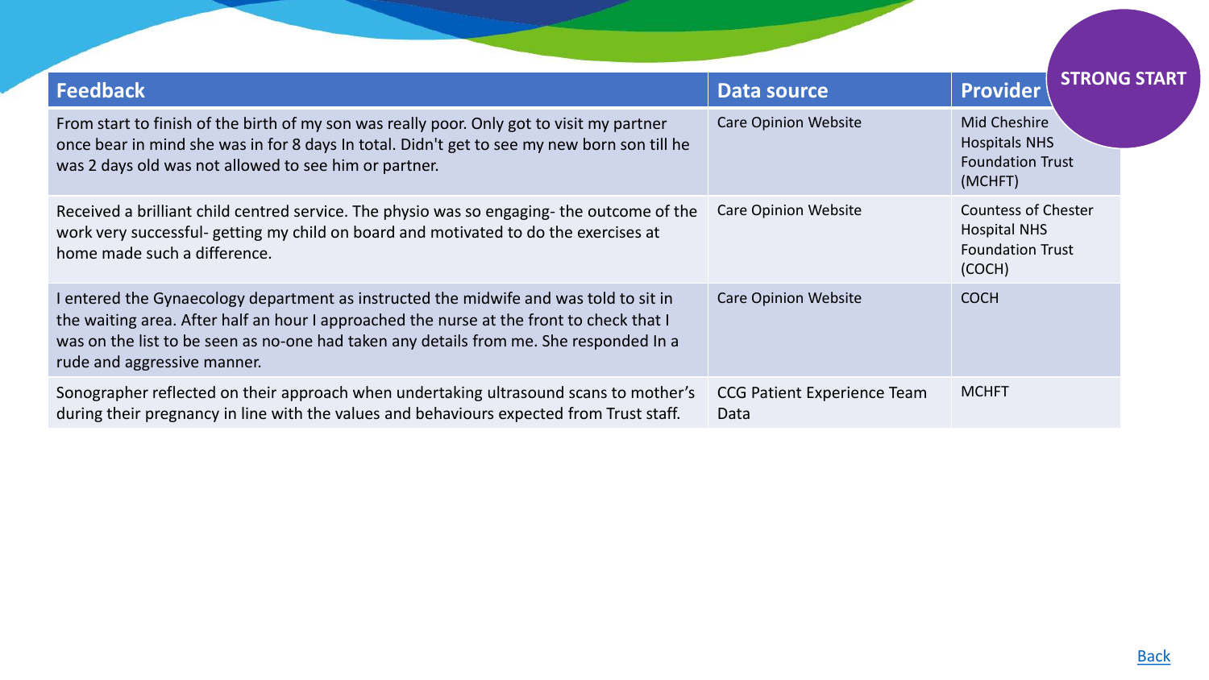STRONG START

| Feedback | Data source | Provider |
| --- | --- | --- |
| From start to finish of the birth of my son was really poor. Only got to visit my partner once bear in mind she was in for 8 days In total. Didn't get to see my new born son till he was 2 days old was not allowed to see him or partner. | Care Opinion Website | Mid Cheshire Hospitals NHS Foundation Trust (MCHFT) |
| Received a brilliant child centred service. The physio was so engaging- the outcome of the work very successful- getting my child on board and motivated to do the exercises at home made such a difference. | Care Opinion Website | Countess of Chester Hospital NHS Foundation Trust (COCH) |
| I entered the Gynaecology department as instructed the midwife and was told to sit in the waiting area. After half an hour I approached the nurse at the front to check that I was on the list to be seen as no-one had taken any details from me. She responded In a rude and aggressive manner. | Care Opinion Website | COCH |
| Sonographer reflected on their approach when undertaking ultrasound scans to mother's during their pregnancy in line with the values and behaviours expected from Trust staff. | CCG Patient Experience Team Data | MCHFT |

Back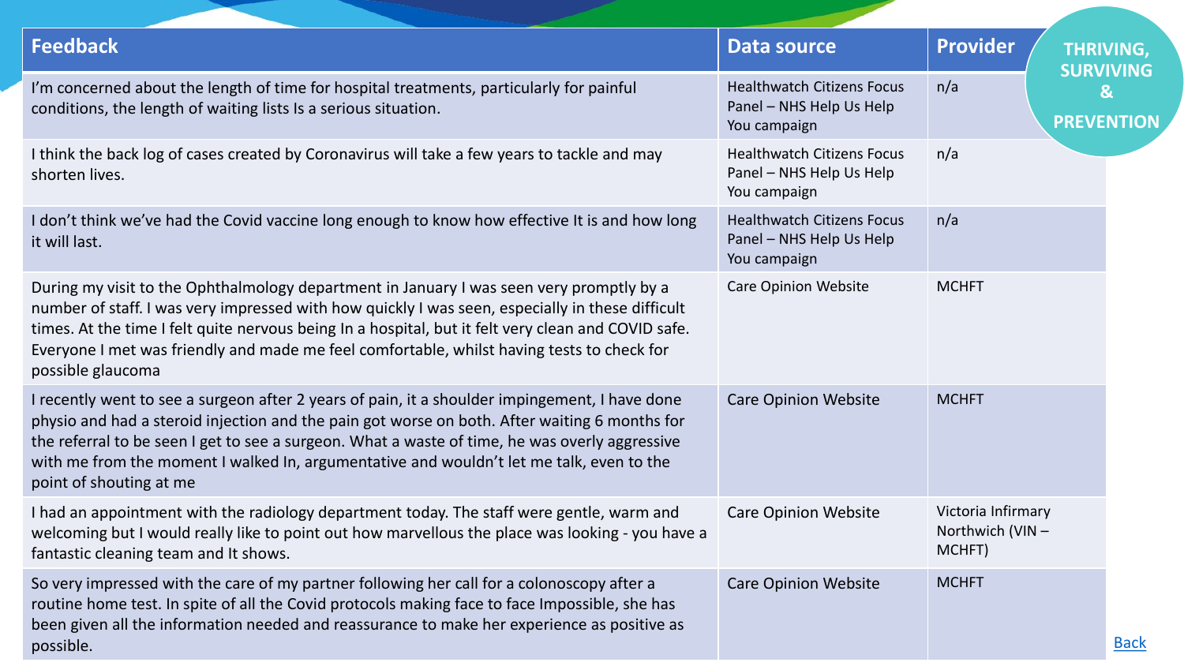THRIVING, SURVIVING & PREVENTION

| Feedback | Data source | Provider |
| --- | --- | --- |
| I'm concerned about the length of time for hospital treatments, particularly for painful conditions, the length of waiting lists Is a serious situation. | Healthwatch Citizens Focus Panel – NHS Help Us Help You campaign | n/a |
| I think the back log of cases created by Coronavirus will take a few years to tackle and may shorten lives. | Healthwatch Citizens Focus Panel – NHS Help Us Help You campaign | n/a |
| I don't think we've had the Covid vaccine long enough to know how effective It is and how long it will last. | Healthwatch Citizens Focus Panel – NHS Help Us Help You campaign | n/a |
| During my visit to the Ophthalmology department in January I was seen very promptly by a number of staff. I was very impressed with how quickly I was seen, especially in these difficult times. At the time I felt quite nervous being In a hospital, but it felt very clean and COVID safe. Everyone I met was friendly and made me feel comfortable, whilst having tests to check for possible glaucoma | Care Opinion Website | MCHFT |
| I recently went to see a surgeon after 2 years of pain, it a shoulder impingement, I have done physio and had a steroid injection and the pain got worse on both. After waiting 6 months for the referral to be seen I get to see a surgeon. What a waste of time, he was overly aggressive with me from the moment I walked In, argumentative and wouldn't let me talk, even to the point of shouting at me | Care Opinion Website | MCHFT |
| I had an appointment with the radiology department today. The staff were gentle, warm and welcoming but I would really like to point out how marvellous the place was looking - you have a fantastic cleaning team and It shows. | Care Opinion Website | Victoria Infirmary Northwich (VIN – MCHFT) |
| So very impressed with the care of my partner following her call for a colonoscopy after a routine home test. In spite of all the Covid protocols making face to face Impossible, she has been given all the information needed and reassurance to make her experience as positive as possible. | Care Opinion Website | MCHFT |

Back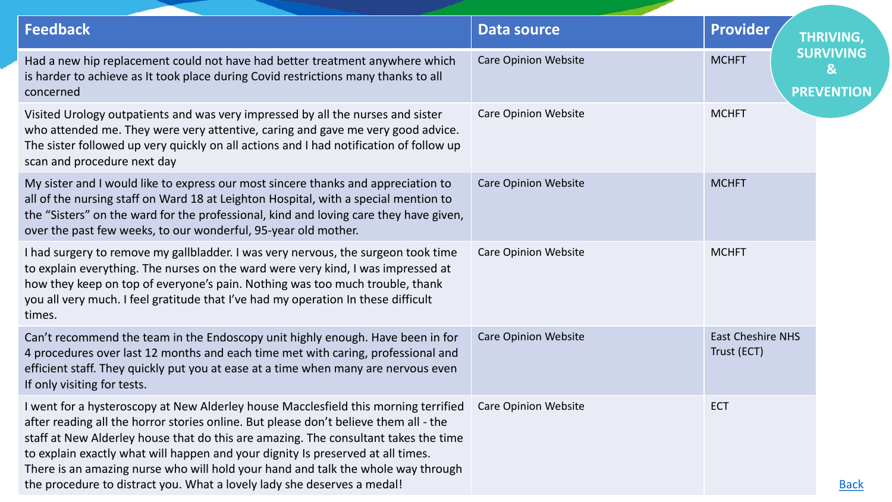**THRIVING, SURVIVING & PREVENTION**

| Feedback | Data source | Provider |
|---|---|---|
| Had a new hip replacement could not have had better treatment anywhere which is harder to achieve as It took place during Covid restrictions many thanks to all concerned | Care Opinion Website | MCHFT |
| Visited Urology outpatients and was very impressed by all the nurses and sister who attended me. They were very attentive, caring and gave me very good advice. The sister followed up very quickly on all actions and I had notification of follow up scan and procedure next day | Care Opinion Website | MCHFT |
| My sister and I would like to express our most sincere thanks and appreciation to all of the nursing staff on Ward 18 at Leighton Hospital, with a special mention to the "Sisters" on the ward for the professional, kind and loving care they have given, over the past few weeks, to our wonderful, 95-year old mother. | Care Opinion Website | MCHFT |
| I had surgery to remove my gallbladder. I was very nervous, the surgeon took time to explain everything. The nurses on the ward were very kind, I was impressed at how they keep on top of everyone's pain. Nothing was too much trouble, thank you all very much. I feel gratitude that I've had my operation In these difficult times. | Care Opinion Website | MCHFT |
| Can't recommend the team in the Endoscopy unit highly enough. Have been in for 4 procedures over last 12 months and each time met with caring, professional and efficient staff. They quickly put you at ease at a time when many are nervous even If only visiting for tests. | Care Opinion Website | East Cheshire NHS Trust (ECT) |
| I went for a hysteroscopy at New Alderley house Macclesfield this morning terrified after reading all the horror stories online. But please don't believe them all - the staff at New Alderley house that do this are amazing. The consultant takes the time to explain exactly what will happen and your dignity Is preserved at all times. There is an amazing nurse who will hold your hand and talk the whole way through the procedure to distract you. What a lovely lady she deserves a medal! | Care Opinion Website | ECT |

Back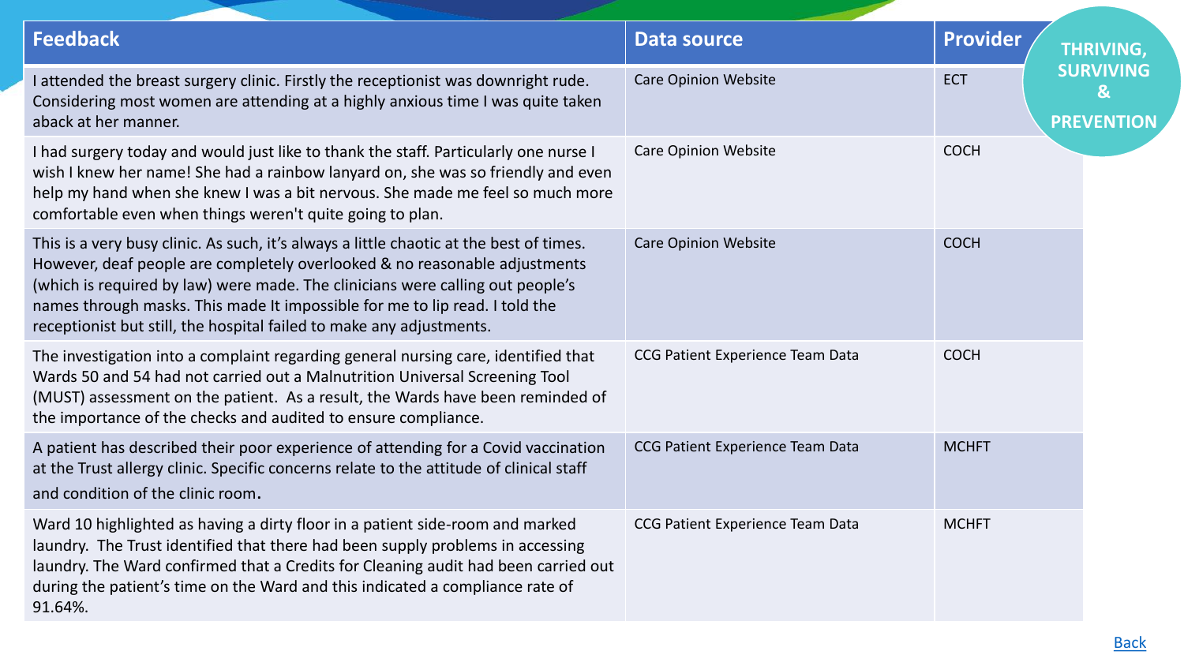THRIVING, SURVIVING & PREVENTION

| Feedback | Data source | Provider |
|---|---|---|
| I attended the breast surgery clinic. Firstly the receptionist was downright rude. Considering most women are attending at a highly anxious time I was quite taken aback at her manner. | Care Opinion Website | ECT |
| I had surgery today and would just like to thank the staff. Particularly one nurse I wish I knew her name! She had a rainbow lanyard on, she was so friendly and even help my hand when she knew I was a bit nervous. She made me feel so much more comfortable even when things weren't quite going to plan. | Care Opinion Website | COCH |
| This is a very busy clinic. As such, it's always a little chaotic at the best of times. However, deaf people are completely overlooked & no reasonable adjustments (which is required by law) were made. The clinicians were calling out people's names through masks. This made It impossible for me to lip read. I told the receptionist but still, the hospital failed to make any adjustments. | Care Opinion Website | COCH |
| The investigation into a complaint regarding general nursing care, identified that Wards 50 and 54 had not carried out a Malnutrition Universal Screening Tool (MUST) assessment on the patient. As a result, the Wards have been reminded of the importance of the checks and audited to ensure compliance. | CCG Patient Experience Team Data | COCH |
| A patient has described their poor experience of attending for a Covid vaccination at the Trust allergy clinic. Specific concerns relate to the attitude of clinical staff and condition of the clinic room. | CCG Patient Experience Team Data | MCHFT |
| Ward 10 highlighted as having a dirty floor in a patient side-room and marked laundry. The Trust identified that there had been supply problems in accessing laundry. The Ward confirmed that a Credits for Cleaning audit had been carried out during the patient's time on the Ward and this indicated a compliance rate of 91.64%. | CCG Patient Experience Team Data | MCHFT |

Back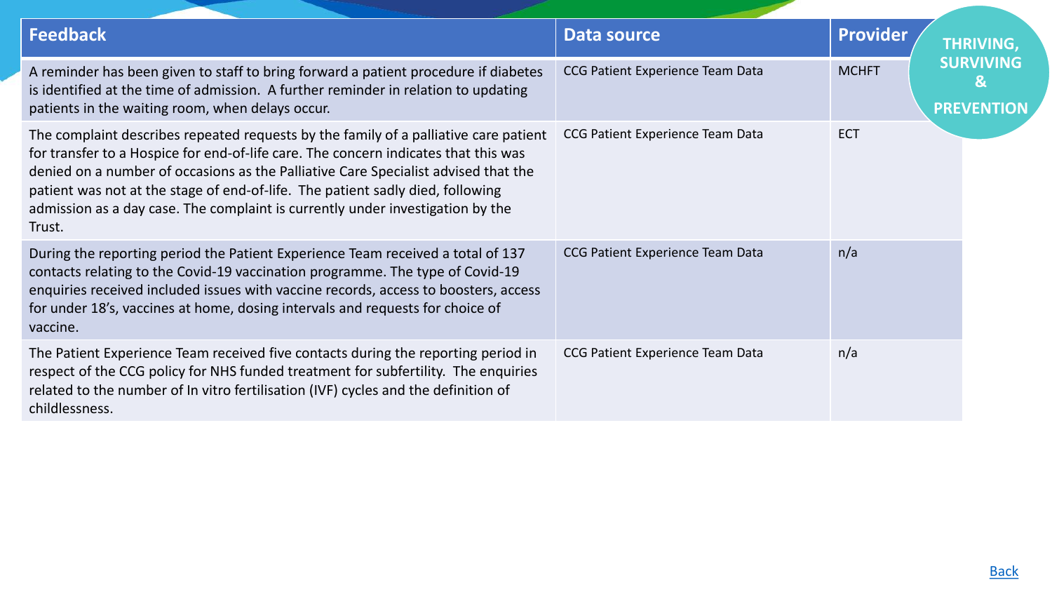THRIVING, SURVIVING & PREVENTION

| Feedback | Data source | Provider |
| --- | --- | --- |
| A reminder has been given to staff to bring forward a patient procedure if diabetes is identified at the time of admission. A further reminder in relation to updating patients in the waiting room, when delays occur. | CCG Patient Experience Team Data | MCHFT |
| The complaint describes repeated requests by the family of a palliative care patient for transfer to a Hospice for end-of-life care. The concern indicates that this was denied on a number of occasions as the Palliative Care Specialist advised that the patient was not at the stage of end-of-life. The patient sadly died, following admission as a day case. The complaint is currently under investigation by the Trust. | CCG Patient Experience Team Data | ECT |
| During the reporting period the Patient Experience Team received a total of 137 contacts relating to the Covid-19 vaccination programme. The type of Covid-19 enquiries received included issues with vaccine records, access to boosters, access for under 18's, vaccines at home, dosing intervals and requests for choice of vaccine. | CCG Patient Experience Team Data | n/a |
| The Patient Experience Team received five contacts during the reporting period in respect of the CCG policy for NHS funded treatment for subfertility. The enquiries related to the number of In vitro fertilisation (IVF) cycles and the definition of childlessness. | CCG Patient Experience Team Data | n/a |

Back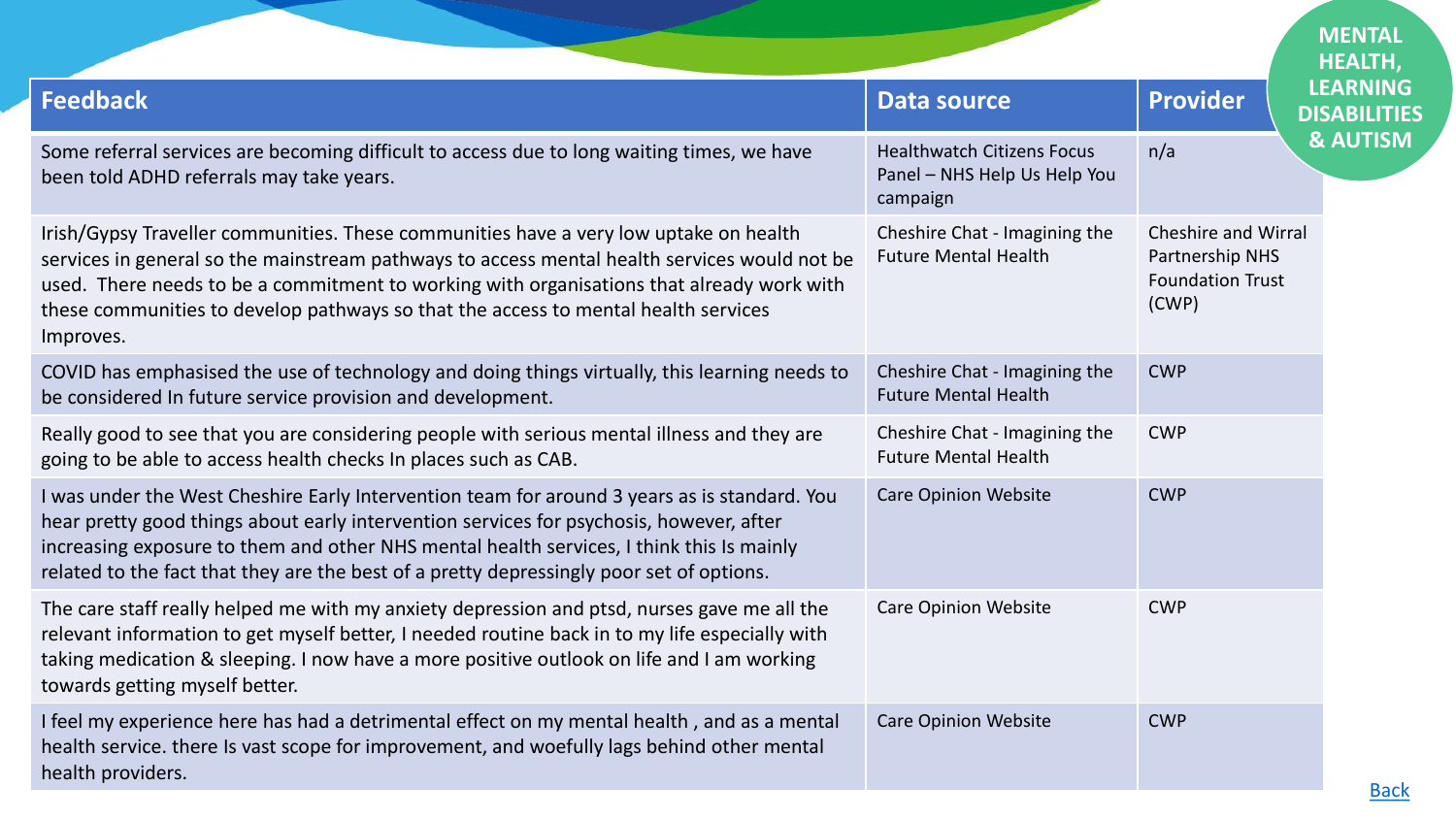**MENTAL HEALTH, LEARNING DISABILITIES & AUTISM**

| Feedback | Data source | Provider |
| --- | --- | --- |
| Some referral services are becoming difficult to access due to long waiting times, we have been told ADHD referrals may take years. | Healthwatch Citizens Focus Panel – NHS Help Us Help You campaign | n/a |
| Irish/Gypsy Traveller communities. These communities have a very low uptake on health services in general so the mainstream pathways to access mental health services would not be used. There needs to be a commitment to working with organisations that already work with these communities to develop pathways so that the access to mental health services Improves. | Cheshire Chat - Imagining the Future Mental Health | Cheshire and Wirral Partnership NHS Foundation Trust (CWP) |
| COVID has emphasised the use of technology and doing things virtually, this learning needs to be considered In future service provision and development. | Cheshire Chat - Imagining the Future Mental Health | CWP |
| Really good to see that you are considering people with serious mental illness and they are going to be able to access health checks In places such as CAB. | Cheshire Chat - Imagining the Future Mental Health | CWP |
| I was under the West Cheshire Early Intervention team for around 3 years as is standard. You hear pretty good things about early intervention services for psychosis, however, after increasing exposure to them and other NHS mental health services, I think this Is mainly related to the fact that they are the best of a pretty depressingly poor set of options. | Care Opinion Website | CWP |
| The care staff really helped me with my anxiety depression and ptsd, nurses gave me all the relevant information to get myself better, I needed routine back in to my life especially with taking medication & sleeping. I now have a more positive outlook on life and I am working towards getting myself better. | Care Opinion Website | CWP |
| I feel my experience here has had a detrimental effect on my mental health , and as a mental health service. there Is vast scope for improvement, and woefully lags behind other mental health providers. | Care Opinion Website | CWP |

Back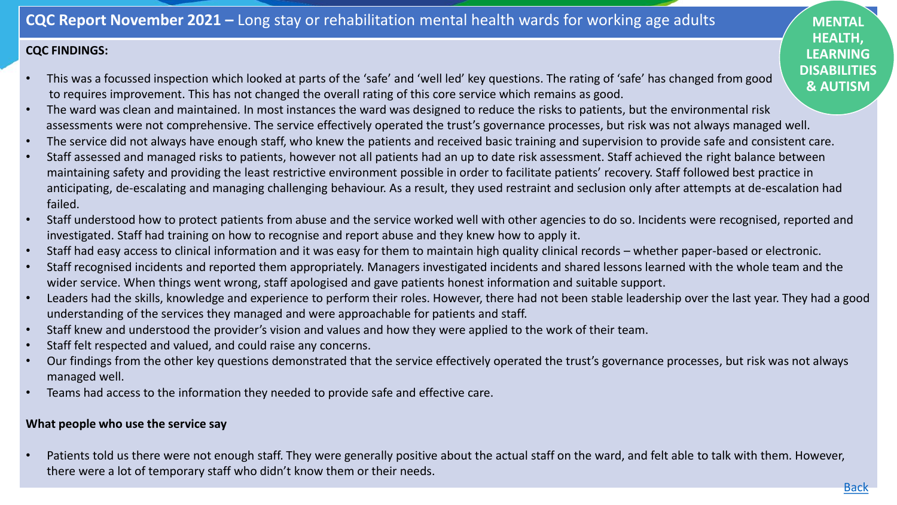# **CQC Report November 2021 –** Long stay or rehabilitation mental health wards for working age adults

**MENTAL HEALTH, LEARNING DISABILITIES & AUTISM**

**CQC FINDINGS:**

- This was a focussed inspection which looked at parts of the 'safe' and 'well led' key questions. The rating of 'safe' has changed from good to requires improvement. This has not changed the overall rating of this core service which remains as good.
- The ward was clean and maintained. In most instances the ward was designed to reduce the risks to patients, but the environmental risk assessments were not comprehensive. The service effectively operated the trust's governance processes, but risk was not always managed well.
- The service did not always have enough staff, who knew the patients and received basic training and supervision to provide safe and consistent care.
- Staff assessed and managed risks to patients, however not all patients had an up to date risk assessment. Staff achieved the right balance between maintaining safety and providing the least restrictive environment possible in order to facilitate patients' recovery. Staff followed best practice in anticipating, de-escalating and managing challenging behaviour. As a result, they used restraint and seclusion only after attempts at de-escalation had failed.
- Staff understood how to protect patients from abuse and the service worked well with other agencies to do so. Incidents were recognised, reported and investigated. Staff had training on how to recognise and report abuse and they knew how to apply it.
- Staff had easy access to clinical information and it was easy for them to maintain high quality clinical records – whether paper-based or electronic.
- Staff recognised incidents and reported them appropriately. Managers investigated incidents and shared lessons learned with the whole team and the wider service. When things went wrong, staff apologised and gave patients honest information and suitable support.
- Leaders had the skills, knowledge and experience to perform their roles. However, there had not been stable leadership over the last year. They had a good understanding of the services they managed and were approachable for patients and staff.
- Staff knew and understood the provider's vision and values and how they were applied to the work of their team.
- Staff felt respected and valued, and could raise any concerns.
- Our findings from the other key questions demonstrated that the service effectively operated the trust's governance processes, but risk was not always managed well.
- Teams had access to the information they needed to provide safe and effective care.

**What people who use the service say**

- Patients told us there were not enough staff. They were generally positive about the actual staff on the ward, and felt able to talk with them. However, there were a lot of temporary staff who didn't know them or their needs.

Back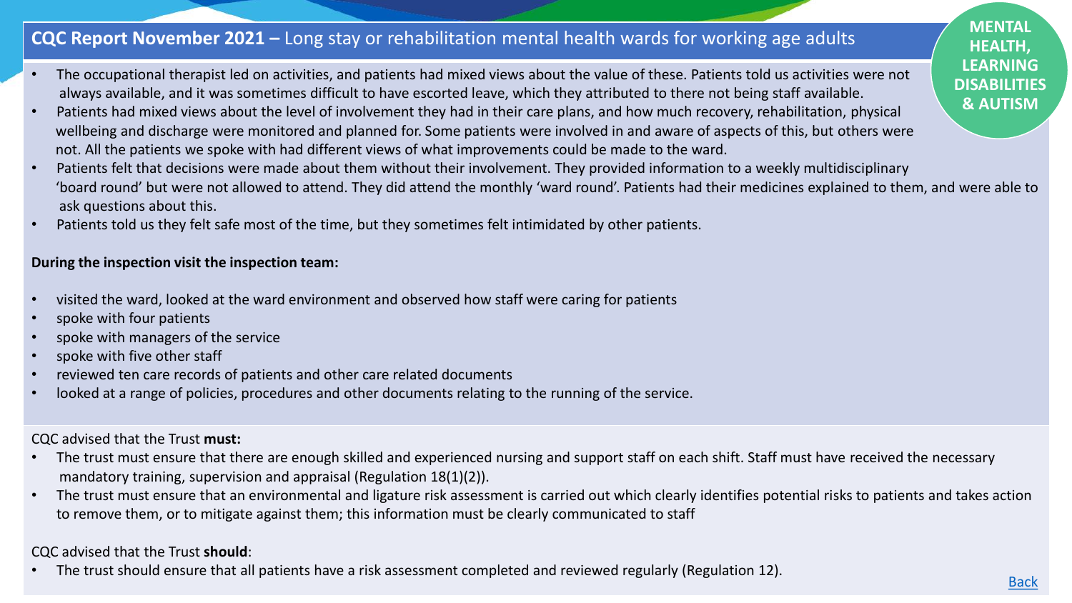## **CQC Report November 2021 –** Long stay or rehabilitation mental health wards for working age adults

**MENTAL HEALTH, LEARNING DISABILITIES & AUTISM**

- The occupational therapist led on activities, and patients had mixed views about the value of these. Patients told us activities were not always available, and it was sometimes difficult to have escorted leave, which they attributed to there not being staff available.
- Patients had mixed views about the level of involvement they had in their care plans, and how much recovery, rehabilitation, physical wellbeing and discharge were monitored and planned for. Some patients were involved in and aware of aspects of this, but others were not. All the patients we spoke with had different views of what improvements could be made to the ward.
- Patients felt that decisions were made about them without their involvement. They provided information to a weekly multidisciplinary 'board round' but were not allowed to attend. They did attend the monthly 'ward round'. Patients had their medicines explained to them, and were able to ask questions about this.
- Patients told us they felt safe most of the time, but they sometimes felt intimidated by other patients.

**During the inspection visit the inspection team:**

- visited the ward, looked at the ward environment and observed how staff were caring for patients
- spoke with four patients
- spoke with managers of the service
- spoke with five other staff
- reviewed ten care records of patients and other care related documents
- looked at a range of policies, procedures and other documents relating to the running of the service.

CQC advised that the Trust **must:**

- The trust must ensure that there are enough skilled and experienced nursing and support staff on each shift. Staff must have received the necessary mandatory training, supervision and appraisal (Regulation 18(1)(2)).
- The trust must ensure that an environmental and ligature risk assessment is carried out which clearly identifies potential risks to patients and takes action to remove them, or to mitigate against them; this information must be clearly communicated to staff

CQC advised that the Trust **should**:

- The trust should ensure that all patients have a risk assessment completed and reviewed regularly (Regulation 12).

Back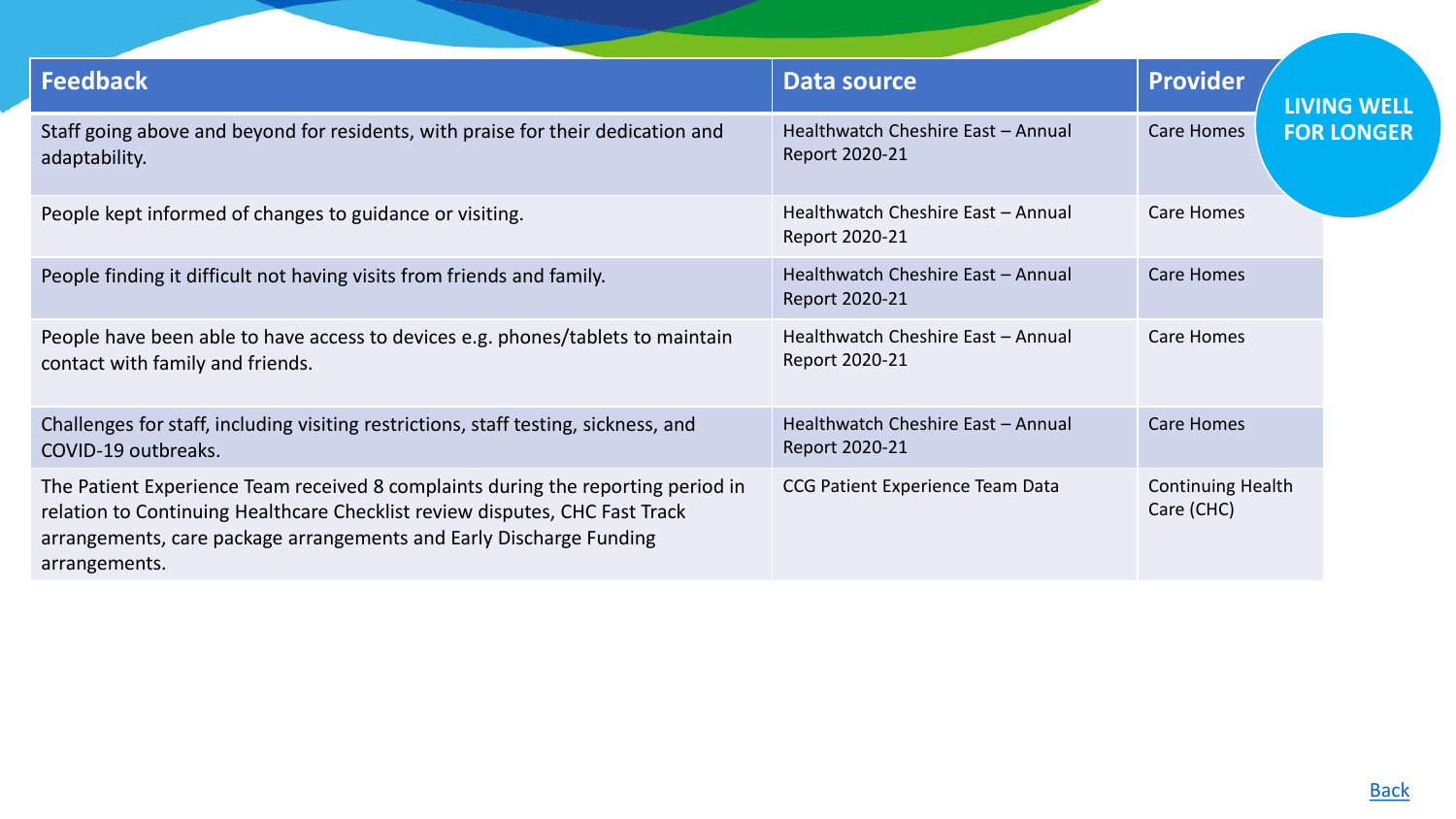LIVING WELL FOR LONGER

| Feedback | Data source | Provider |
|---|---|---|
| Staff going above and beyond for residents, with praise for their dedication and adaptability. | Healthwatch Cheshire East – Annual Report 2020-21 | Care Homes |
| People kept informed of changes to guidance or visiting. | Healthwatch Cheshire East – Annual Report 2020-21 | Care Homes |
| People finding it difficult not having visits from friends and family. | Healthwatch Cheshire East – Annual Report 2020-21 | Care Homes |
| People have been able to have access to devices e.g. phones/tablets to maintain contact with family and friends. | Healthwatch Cheshire East – Annual Report 2020-21 | Care Homes |
| Challenges for staff, including visiting restrictions, staff testing, sickness, and COVID-19 outbreaks. | Healthwatch Cheshire East – Annual Report 2020-21 | Care Homes |
| The Patient Experience Team received 8 complaints during the reporting period in relation to Continuing Healthcare Checklist review disputes, CHC Fast Track arrangements, care package arrangements and Early Discharge Funding arrangements. | CCG Patient Experience Team Data | Continuing Health Care (CHC) |

Back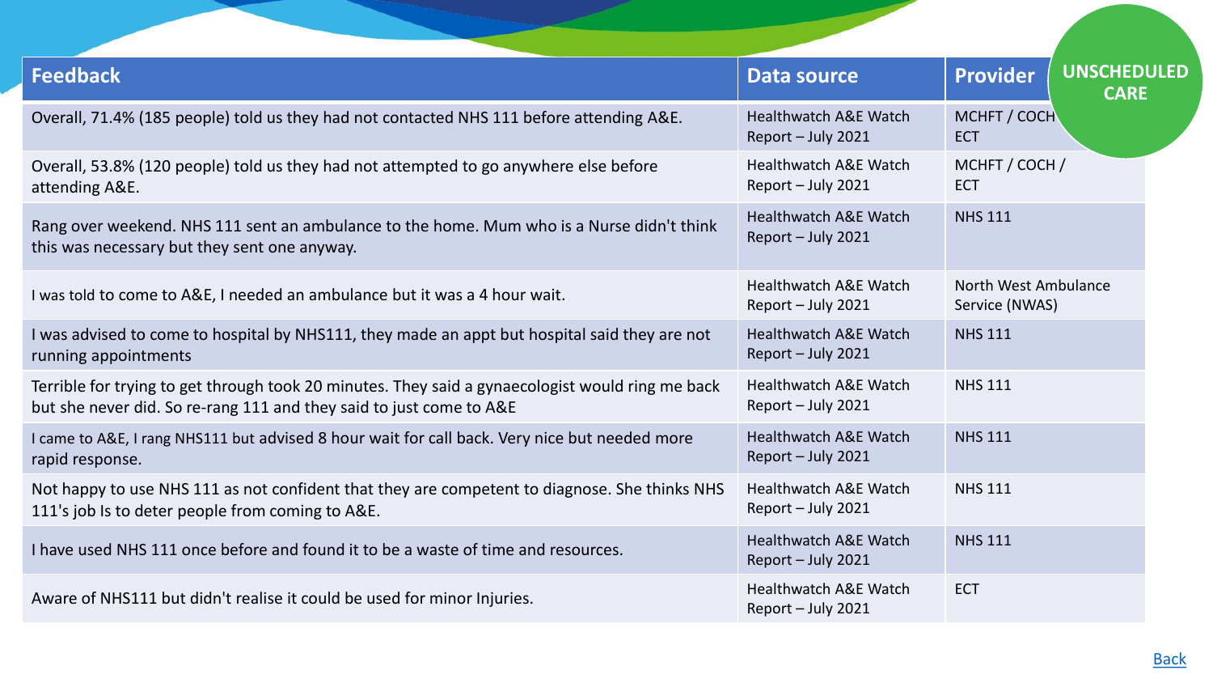UNSCHEDULED CARE

| Feedback | Data source | Provider |
| --- | --- | --- |
| Overall, 71.4% (185 people) told us they had not contacted NHS 111 before attending A&E. | Healthwatch A&E Watch Report – July 2021 | MCHFT / COCH ECT |
| Overall, 53.8% (120 people) told us they had not attempted to go anywhere else before attending A&E. | Healthwatch A&E Watch Report – July 2021 | MCHFT / COCH / ECT |
| Rang over weekend. NHS 111 sent an ambulance to the home. Mum who is a Nurse didn't think this was necessary but they sent one anyway. | Healthwatch A&E Watch Report – July 2021 | NHS 111 |
| I was told to come to A&E, I needed an ambulance but it was a 4 hour wait. | Healthwatch A&E Watch Report – July 2021 | North West Ambulance Service (NWAS) |
| I was advised to come to hospital by NHS111, they made an appt but hospital said they are not running appointments | Healthwatch A&E Watch Report – July 2021 | NHS 111 |
| Terrible for trying to get through took 20 minutes. They said a gynaecologist would ring me back but she never did. So re-rang 111 and they said to just come to A&E | Healthwatch A&E Watch Report – July 2021 | NHS 111 |
| I came to A&E, I rang NHS111 but advised 8 hour wait for call back. Very nice but needed more rapid response. | Healthwatch A&E Watch Report – July 2021 | NHS 111 |
| Not happy to use NHS 111 as not confident that they are competent to diagnose. She thinks NHS 111's job Is to deter people from coming to A&E. | Healthwatch A&E Watch Report – July 2021 | NHS 111 |
| I have used NHS 111 once before and found it to be a waste of time and resources. | Healthwatch A&E Watch Report – July 2021 | NHS 111 |
| Aware of NHS111 but didn't realise it could be used for minor Injuries. | Healthwatch A&E Watch Report – July 2021 | ECT |

Back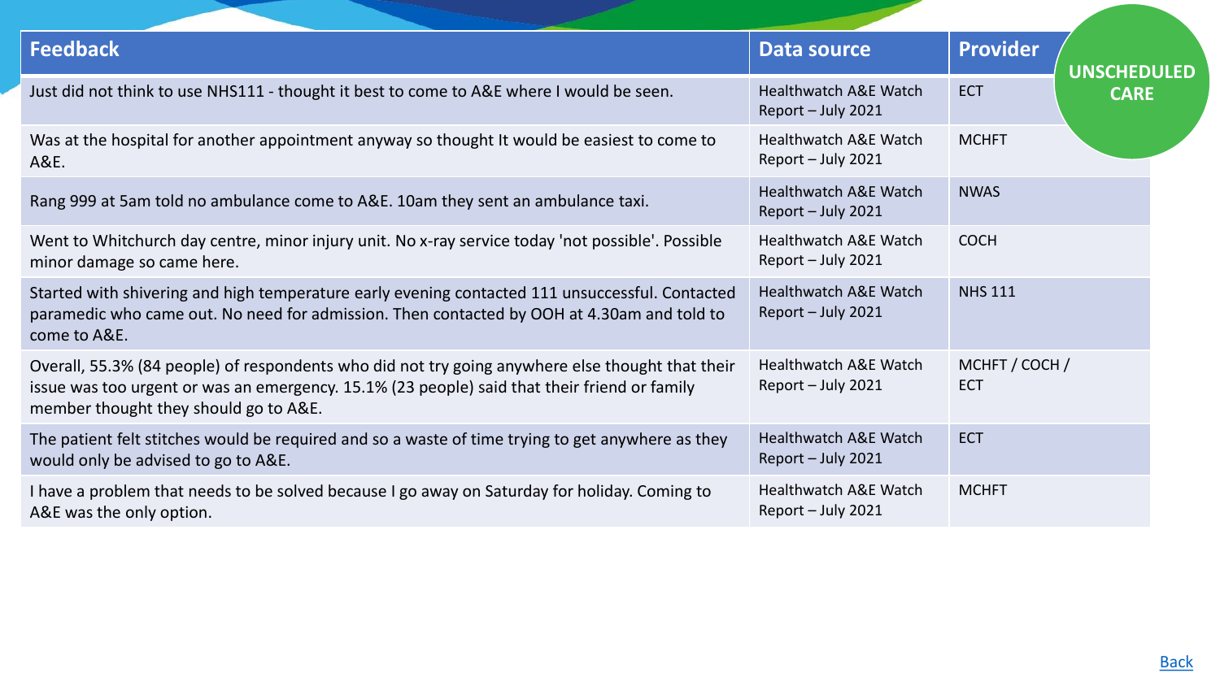UNSCHEDULED CARE

| Feedback | Data source | Provider |
|---|---|---|
| Just did not think to use NHS111 - thought it best to come to A&E where I would be seen. | Healthwatch A&E Watch Report – July 2021 | ECT |
| Was at the hospital for another appointment anyway so thought It would be easiest to come to A&E. | Healthwatch A&E Watch Report – July 2021 | MCHFT |
| Rang 999 at 5am told no ambulance come to A&E. 10am they sent an ambulance taxi. | Healthwatch A&E Watch Report – July 2021 | NWAS |
| Went to Whitchurch day centre, minor injury unit. No x-ray service today 'not possible'. Possible minor damage so came here. | Healthwatch A&E Watch Report – July 2021 | COCH |
| Started with shivering and high temperature early evening contacted 111 unsuccessful. Contacted paramedic who came out. No need for admission. Then contacted by OOH at 4.30am and told to come to A&E. | Healthwatch A&E Watch Report – July 2021 | NHS 111 |
| Overall, 55.3% (84 people) of respondents who did not try going anywhere else thought that their issue was too urgent or was an emergency. 15.1% (23 people) said that their friend or family member thought they should go to A&E. | Healthwatch A&E Watch Report – July 2021 | MCHFT / COCH / ECT |
| The patient felt stitches would be required and so a waste of time trying to get anywhere as they would only be advised to go to A&E. | Healthwatch A&E Watch Report – July 2021 | ECT |
| I have a problem that needs to be solved because I go away on Saturday for holiday. Coming to A&E was the only option. | Healthwatch A&E Watch Report – July 2021 | MCHFT |

Back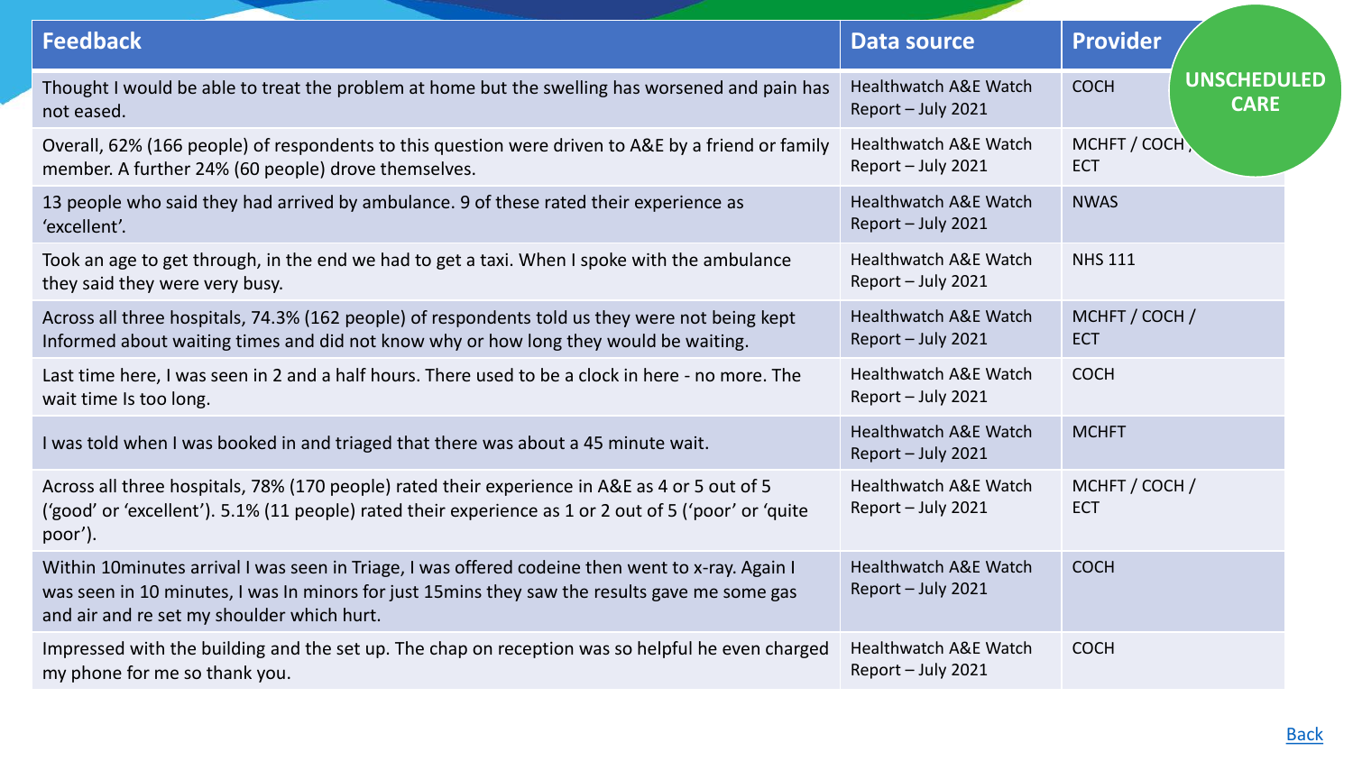## UNSCHEDULED CARE

| Feedback | Data source | Provider |
|---|---|---|
| Thought I would be able to treat the problem at home but the swelling has worsened and pain has not eased. | Healthwatch A&E Watch Report – July 2021 | COCH |
| Overall, 62% (166 people) of respondents to this question were driven to A&E by a friend or family member. A further 24% (60 people) drove themselves. | Healthwatch A&E Watch Report – July 2021 | MCHFT / COCH / ECT |
| 13 people who said they had arrived by ambulance. 9 of these rated their experience as 'excellent'. | Healthwatch A&E Watch Report – July 2021 | NWAS |
| Took an age to get through, in the end we had to get a taxi. When I spoke with the ambulance they said they were very busy. | Healthwatch A&E Watch Report – July 2021 | NHS 111 |
| Across all three hospitals, 74.3% (162 people) of respondents told us they were not being kept Informed about waiting times and did not know why or how long they would be waiting. | Healthwatch A&E Watch Report – July 2021 | MCHFT / COCH / ECT |
| Last time here, I was seen in 2 and a half hours. There used to be a clock in here - no more. The wait time Is too long. | Healthwatch A&E Watch Report – July 2021 | COCH |
| I was told when I was booked in and triaged that there was about a 45 minute wait. | Healthwatch A&E Watch Report – July 2021 | MCHFT |
| Across all three hospitals, 78% (170 people) rated their experience in A&E as 4 or 5 out of 5 ('good' or 'excellent'). 5.1% (11 people) rated their experience as 1 or 2 out of 5 ('poor' or 'quite poor'). | Healthwatch A&E Watch Report – July 2021 | MCHFT / COCH / ECT |
| Within 10minutes arrival I was seen in Triage, I was offered codeine then went to x-ray. Again I was seen in 10 minutes, I was In minors for just 15mins they saw the results gave me some gas and air and re set my shoulder which hurt. | Healthwatch A&E Watch Report – July 2021 | COCH |
| Impressed with the building and the set up. The chap on reception was so helpful he even charged my phone for me so thank you. | Healthwatch A&E Watch Report – July 2021 | COCH |

Back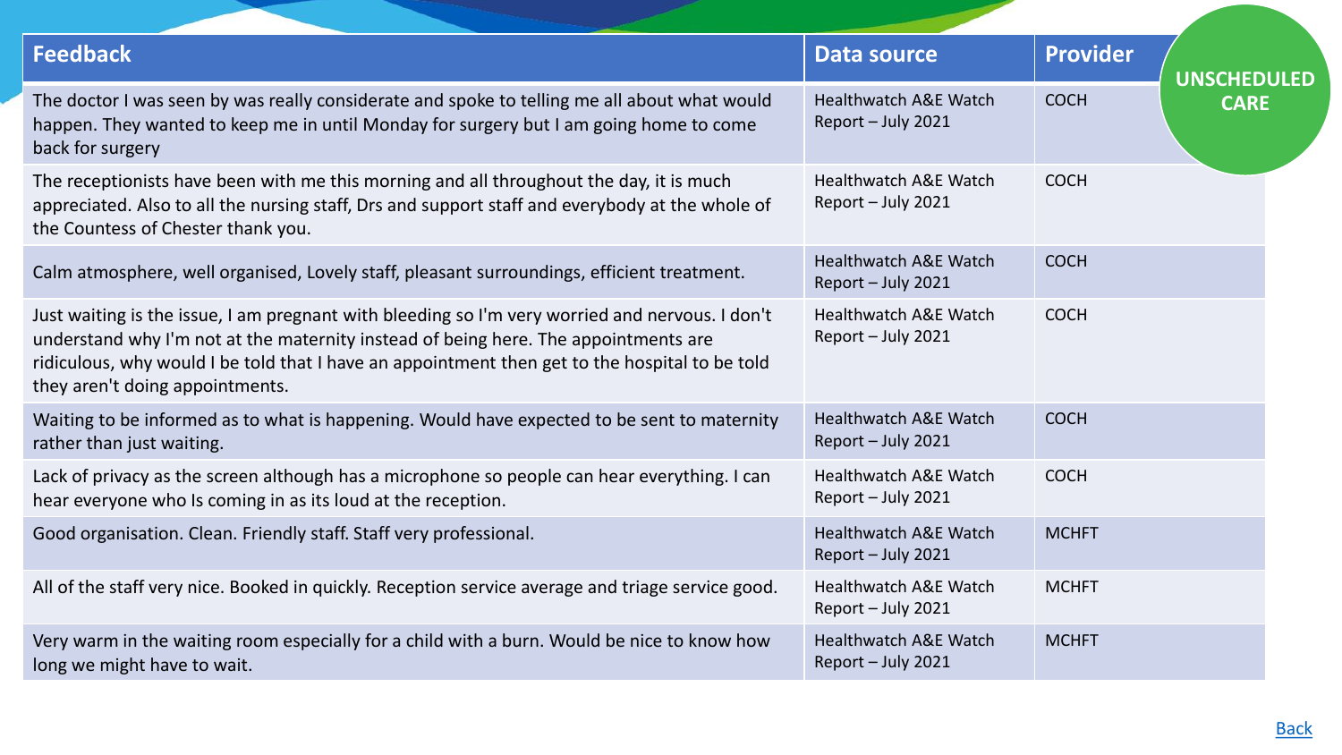UNSCHEDULED CARE

| Feedback | Data source | Provider |
| --- | --- | --- |
| The doctor I was seen by was really considerate and spoke to telling me all about what would happen. They wanted to keep me in until Monday for surgery but I am going home to come back for surgery | Healthwatch A&E Watch Report – July 2021 | COCH |
| The receptionists have been with me this morning and all throughout the day, it is much appreciated. Also to all the nursing staff, Drs and support staff and everybody at the whole of the Countess of Chester thank you. | Healthwatch A&E Watch Report – July 2021 | COCH |
| Calm atmosphere, well organised, Lovely staff, pleasant surroundings, efficient treatment. | Healthwatch A&E Watch Report – July 2021 | COCH |
| Just waiting is the issue, I am pregnant with bleeding so I'm very worried and nervous. I don't understand why I'm not at the maternity instead of being here. The appointments are ridiculous, why would I be told that I have an appointment then get to the hospital to be told they aren't doing appointments. | Healthwatch A&E Watch Report – July 2021 | COCH |
| Waiting to be informed as to what is happening. Would have expected to be sent to maternity rather than just waiting. | Healthwatch A&E Watch Report – July 2021 | COCH |
| Lack of privacy as the screen although has a microphone so people can hear everything. I can hear everyone who Is coming in as its loud at the reception. | Healthwatch A&E Watch Report – July 2021 | COCH |
| Good organisation. Clean. Friendly staff. Staff very professional. | Healthwatch A&E Watch Report – July 2021 | MCHFT |
| All of the staff very nice. Booked in quickly. Reception service average and triage service good. | Healthwatch A&E Watch Report – July 2021 | MCHFT |
| Very warm in the waiting room especially for a child with a burn. Would be nice to know how long we might have to wait. | Healthwatch A&E Watch Report – July 2021 | MCHFT |

Back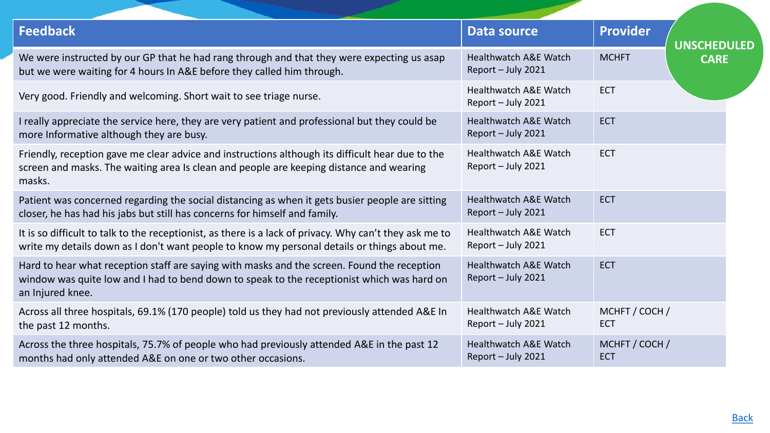UNSCHEDULED CARE

| Feedback | Data source | Provider |
| --- | --- | --- |
| We were instructed by our GP that he had rang through and that they were expecting us asap but we were waiting for 4 hours In A&E before they called him through. | Healthwatch A&E Watch Report – July 2021 | MCHFT |
| Very good. Friendly and welcoming. Short wait to see triage nurse. | Healthwatch A&E Watch Report – July 2021 | ECT |
| I really appreciate the service here, they are very patient and professional but they could be more Informative although they are busy. | Healthwatch A&E Watch Report – July 2021 | ECT |
| Friendly, reception gave me clear advice and instructions although its difficult hear due to the screen and masks. The waiting area Is clean and people are keeping distance and wearing masks. | Healthwatch A&E Watch Report – July 2021 | ECT |
| Patient was concerned regarding the social distancing as when it gets busier people are sitting closer, he has had his jabs but still has concerns for himself and family. | Healthwatch A&E Watch Report – July 2021 | ECT |
| It is so difficult to talk to the receptionist, as there is a lack of privacy. Why can't they ask me to write my details down as I don't want people to know my personal details or things about me. | Healthwatch A&E Watch Report – July 2021 | ECT |
| Hard to hear what reception staff are saying with masks and the screen. Found the reception window was quite low and I had to bend down to speak to the receptionist which was hard on an Injured knee. | Healthwatch A&E Watch Report – July 2021 | ECT |
| Across all three hospitals, 69.1% (170 people) told us they had not previously attended A&E In the past 12 months. | Healthwatch A&E Watch Report – July 2021 | MCHFT / COCH / ECT |
| Across the three hospitals, 75.7% of people who had previously attended A&E in the past 12 months had only attended A&E on one or two other occasions. | Healthwatch A&E Watch Report – July 2021 | MCHFT / COCH / ECT |

Back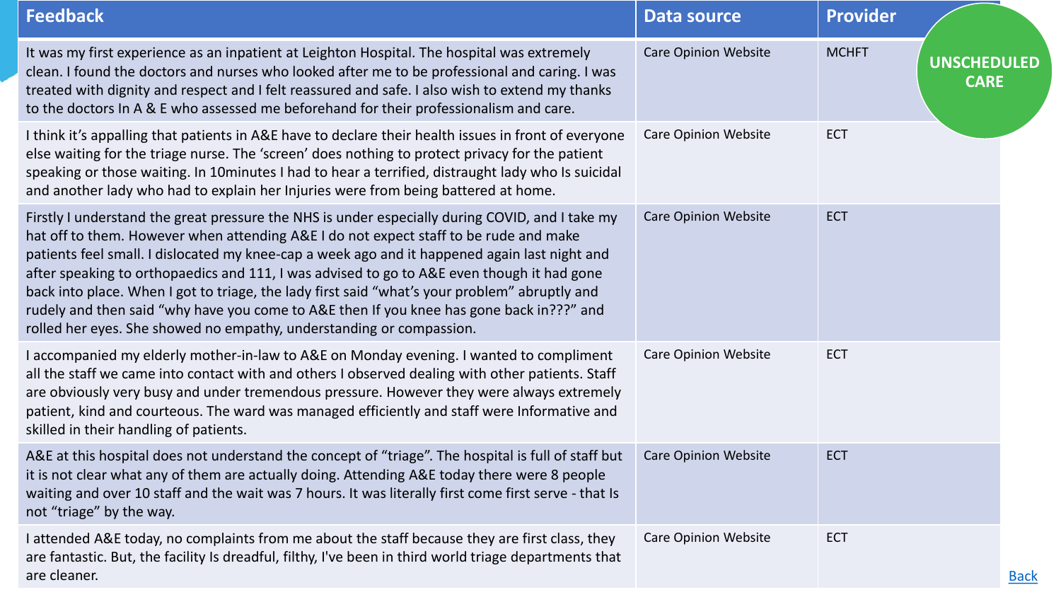**UNSCHEDULED CARE**

| Feedback | Data source | Provider |
|---|---|---|
| It was my first experience as an inpatient at Leighton Hospital. The hospital was extremely clean. I found the doctors and nurses who looked after me to be professional and caring. I was treated with dignity and respect and I felt reassured and safe. I also wish to extend my thanks to the doctors In A & E who assessed me beforehand for their professionalism and care. | Care Opinion Website | MCHFT |
| I think it's appalling that patients in A&E have to declare their health issues in front of everyone else waiting for the triage nurse. The 'screen' does nothing to protect privacy for the patient speaking or those waiting. In 10minutes I had to hear a terrified, distraught lady who Is suicidal and another lady who had to explain her Injuries were from being battered at home. | Care Opinion Website | ECT |
| Firstly I understand the great pressure the NHS is under especially during COVID, and I take my hat off to them. However when attending A&E I do not expect staff to be rude and make patients feel small. I dislocated my knee-cap a week ago and it happened again last night and after speaking to orthopaedics and 111, I was advised to go to A&E even though it had gone back into place. When I got to triage, the lady first said "what's your problem" abruptly and rudely and then said "why have you come to A&E then If you knee has gone back in???" and rolled her eyes. She showed no empathy, understanding or compassion. | Care Opinion Website | ECT |
| I accompanied my elderly mother-in-law to A&E on Monday evening. I wanted to compliment all the staff we came into contact with and others I observed dealing with other patients. Staff are obviously very busy and under tremendous pressure. However they were always extremely patient, kind and courteous. The ward was managed efficiently and staff were Informative and skilled in their handling of patients. | Care Opinion Website | ECT |
| A&E at this hospital does not understand the concept of "triage". The hospital is full of staff but it is not clear what any of them are actually doing. Attending A&E today there were 8 people waiting and over 10 staff and the wait was 7 hours. It was literally first come first serve - that Is not "triage" by the way. | Care Opinion Website | ECT |
| I attended A&E today, no complaints from me about the staff because they are first class, they are fantastic. But, the facility Is dreadful, filthy, I've been in third world triage departments that are cleaner. | Care Opinion Website | ECT |

Back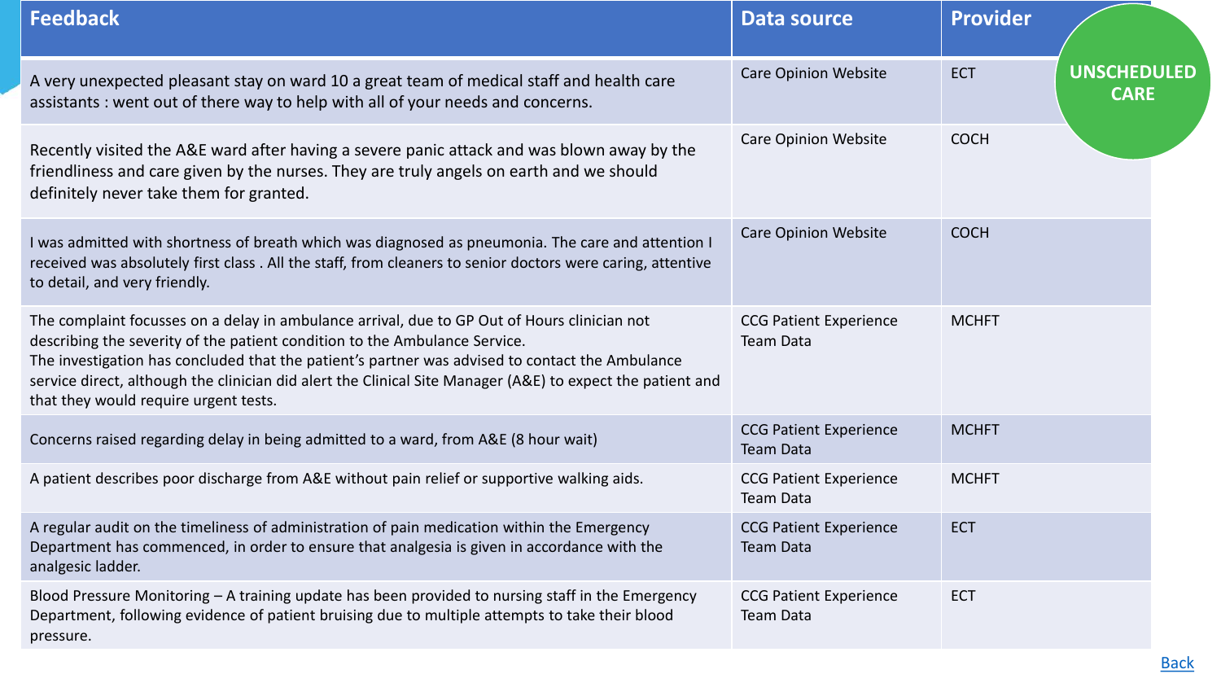# UNSCHEDULED CARE

| Feedback | Data source | Provider |
| --- | --- | --- |
| A very unexpected pleasant stay on ward 10 a great team of medical staff and health care assistants : went out of there way to help with all of your needs and concerns. | Care Opinion Website | ECT |
| Recently visited the A&E ward after having a severe panic attack and was blown away by the friendliness and care given by the nurses. They are truly angels on earth and we should definitely never take them for granted. | Care Opinion Website | COCH |
| I was admitted with shortness of breath which was diagnosed as pneumonia. The care and attention I received was absolutely first class . All the staff, from cleaners to senior doctors were caring, attentive to detail, and very friendly. | Care Opinion Website | COCH |
| The complaint focusses on a delay in ambulance arrival, due to GP Out of Hours clinician not describing the severity of the patient condition to the Ambulance Service.<br>The investigation has concluded that the patient's partner was advised to contact the Ambulance service direct, although the clinician did alert the Clinical Site Manager (A&E) to expect the patient and that they would require urgent tests. | CCG Patient Experience Team Data | MCHFT |
| Concerns raised regarding delay in being admitted to a ward, from A&E (8 hour wait) | CCG Patient Experience Team Data | MCHFT |
| A patient describes poor discharge from A&E without pain relief or supportive walking aids. | CCG Patient Experience Team Data | MCHFT |
| A regular audit on the timeliness of administration of pain medication within the Emergency Department has commenced, in order to ensure that analgesia is given in accordance with the analgesic ladder. | CCG Patient Experience Team Data | ECT |
| Blood Pressure Monitoring – A training update has been provided to nursing staff in the Emergency Department, following evidence of patient bruising due to multiple attempts to take their blood pressure. | CCG Patient Experience Team Data | ECT |

Back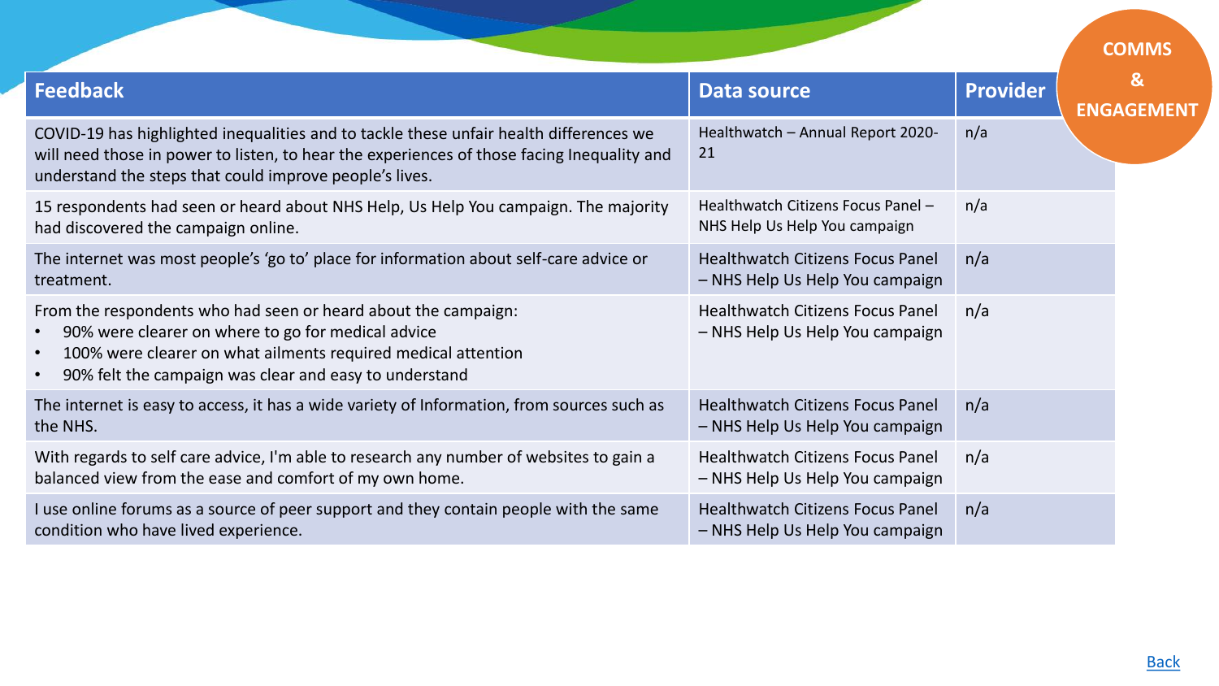COMMS & ENGAGEMENT

| Feedback | Data source | Provider |
|---|---|---|
| COVID-19 has highlighted inequalities and to tackle these unfair health differences we will need those in power to listen, to hear the experiences of those facing Inequality and understand the steps that could improve people's lives. | Healthwatch – Annual Report 2020-21 | n/a |
| 15 respondents had seen or heard about NHS Help, Us Help You campaign. The majority had discovered the campaign online. | Healthwatch Citizens Focus Panel – NHS Help Us Help You campaign | n/a |
| The internet was most people's 'go to' place for information about self-care advice or treatment. | Healthwatch Citizens Focus Panel – NHS Help Us Help You campaign | n/a |
| From the respondents who had seen or heard about the campaign:<br>• 90% were clearer on where to go for medical advice<br>• 100% were clearer on what ailments required medical attention<br>• 90% felt the campaign was clear and easy to understand | Healthwatch Citizens Focus Panel – NHS Help Us Help You campaign | n/a |
| The internet is easy to access, it has a wide variety of Information, from sources such as the NHS. | Healthwatch Citizens Focus Panel – NHS Help Us Help You campaign | n/a |
| With regards to self care advice, I'm able to research any number of websites to gain a balanced view from the ease and comfort of my own home. | Healthwatch Citizens Focus Panel – NHS Help Us Help You campaign | n/a |
| I use online forums as a source of peer support and they contain people with the same condition who have lived experience. | Healthwatch Citizens Focus Panel – NHS Help Us Help You campaign | n/a |

Back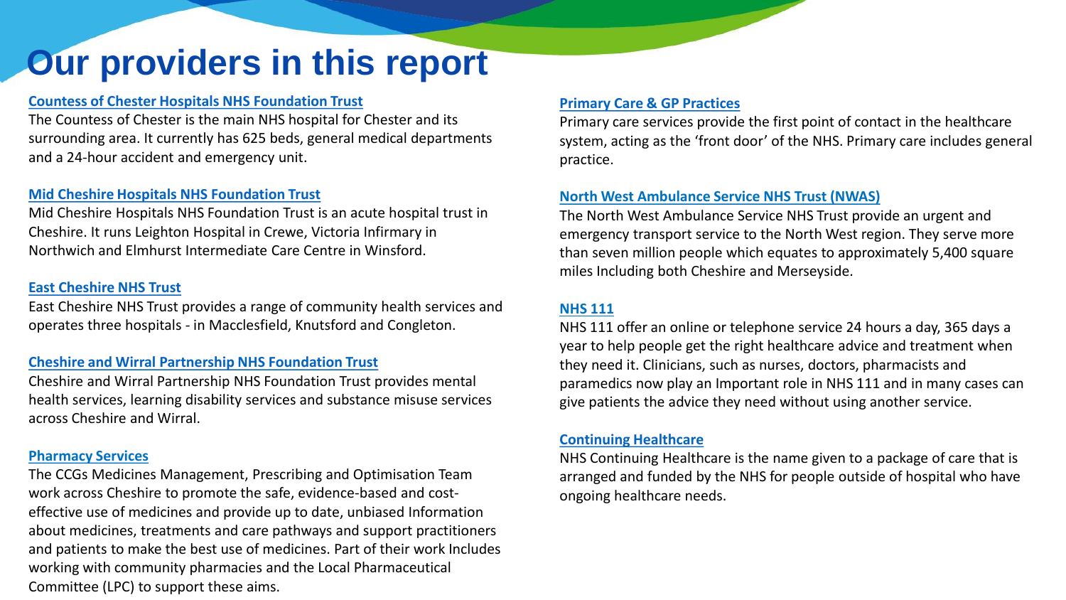# Our providers in this report

**Countess of Chester Hospitals NHS Foundation Trust**

The Countess of Chester is the main NHS hospital for Chester and its surrounding area. It currently has 625 beds, general medical departments and a 24-hour accident and emergency unit.

**Mid Cheshire Hospitals NHS Foundation Trust**

Mid Cheshire Hospitals NHS Foundation Trust is an acute hospital trust in Cheshire. It runs Leighton Hospital in Crewe, Victoria Infirmary in Northwich and Elmhurst Intermediate Care Centre in Winsford.

**East Cheshire NHS Trust**

East Cheshire NHS Trust provides a range of community health services and operates three hospitals - in Macclesfield, Knutsford and Congleton.

**Cheshire and Wirral Partnership NHS Foundation Trust**

Cheshire and Wirral Partnership NHS Foundation Trust provides mental health services, learning disability services and substance misuse services across Cheshire and Wirral.

**Pharmacy Services**

The CCGs Medicines Management, Prescribing and Optimisation Team work across Cheshire to promote the safe, evidence-based and cost-effective use of medicines and provide up to date, unbiased Information about medicines, treatments and care pathways and support practitioners and patients to make the best use of medicines. Part of their work Includes working with community pharmacies and the Local Pharmaceutical Committee (LPC) to support these aims.

**Primary Care & GP Practices**

Primary care services provide the first point of contact in the healthcare system, acting as the 'front door' of the NHS. Primary care includes general practice.

**North West Ambulance Service NHS Trust (NWAS)**

The North West Ambulance Service NHS Trust provide an urgent and emergency transport service to the North West region. They serve more than seven million people which equates to approximately 5,400 square miles Including both Cheshire and Merseyside.

**NHS 111**

NHS 111 offer an online or telephone service 24 hours a day, 365 days a year to help people get the right healthcare advice and treatment when they need it. Clinicians, such as nurses, doctors, pharmacists and paramedics now play an Important role in NHS 111 and in many cases can give patients the advice they need without using another service.

**Continuing Healthcare**

NHS Continuing Healthcare is the name given to a package of care that is arranged and funded by the NHS for people outside of hospital who have ongoing healthcare needs.